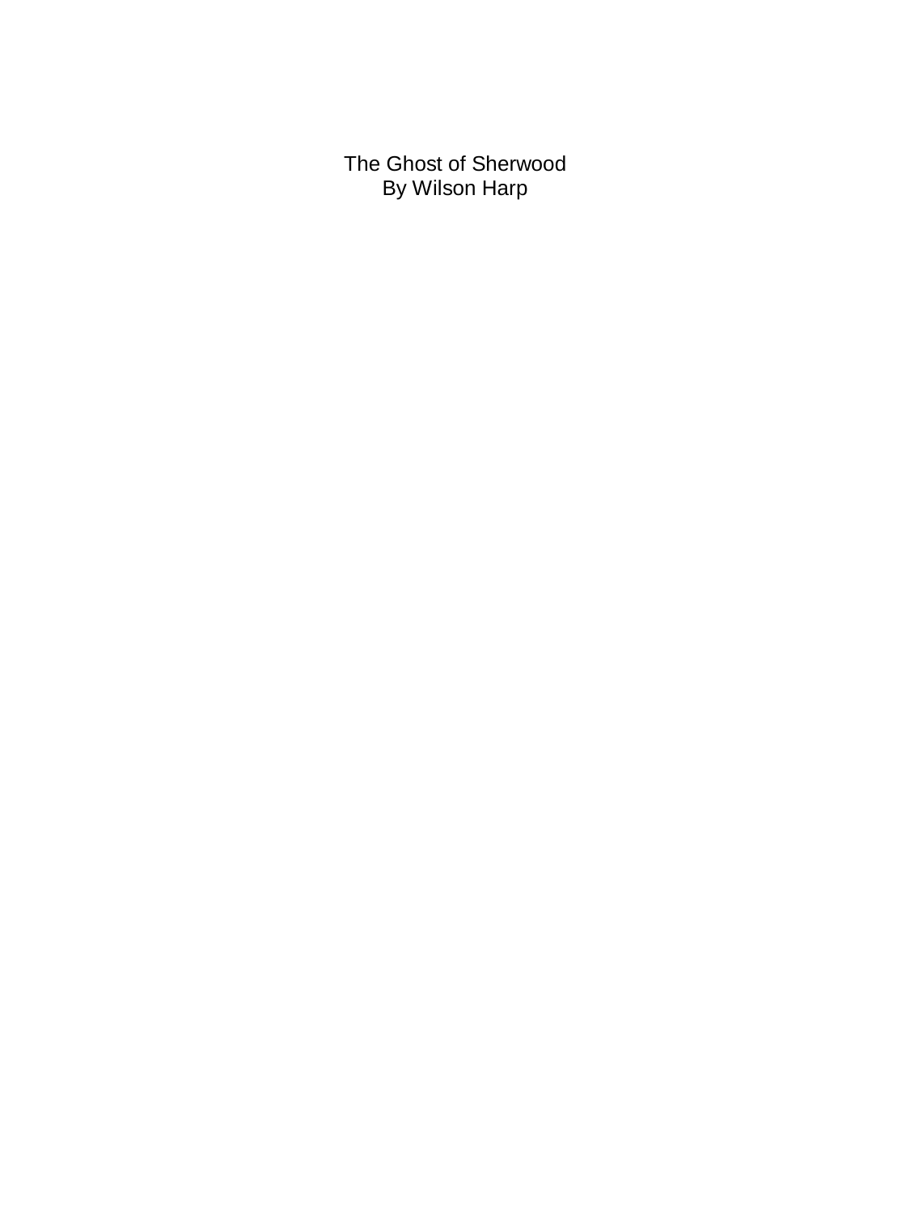# The Ghost of Sherwood

By Wilson Harp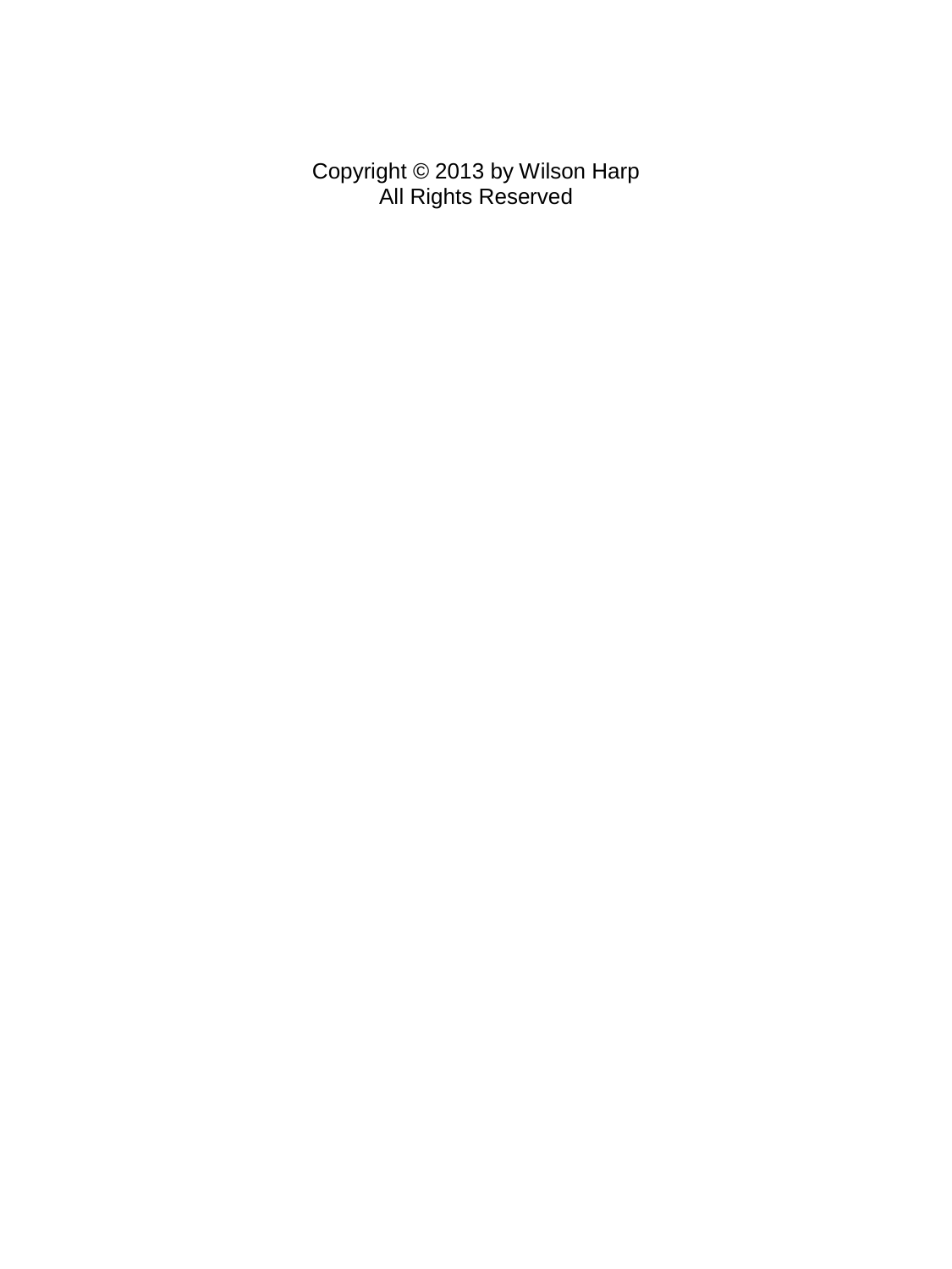Copyright © 2013 by Wilson Harp
All Rights Reserved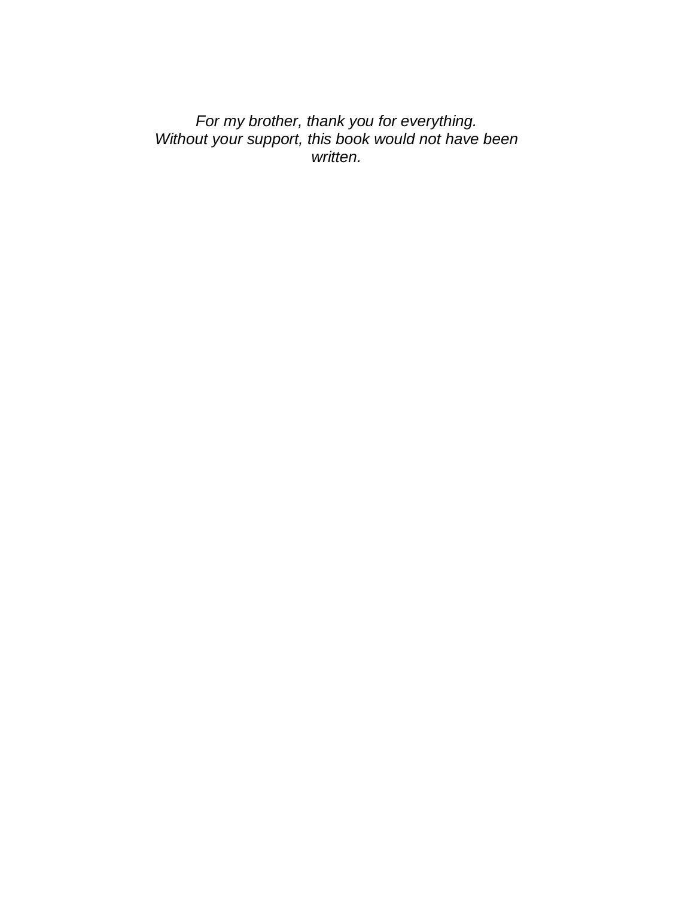*For my brother, thank you for everything.*
*Without your support, this book would not have been written.*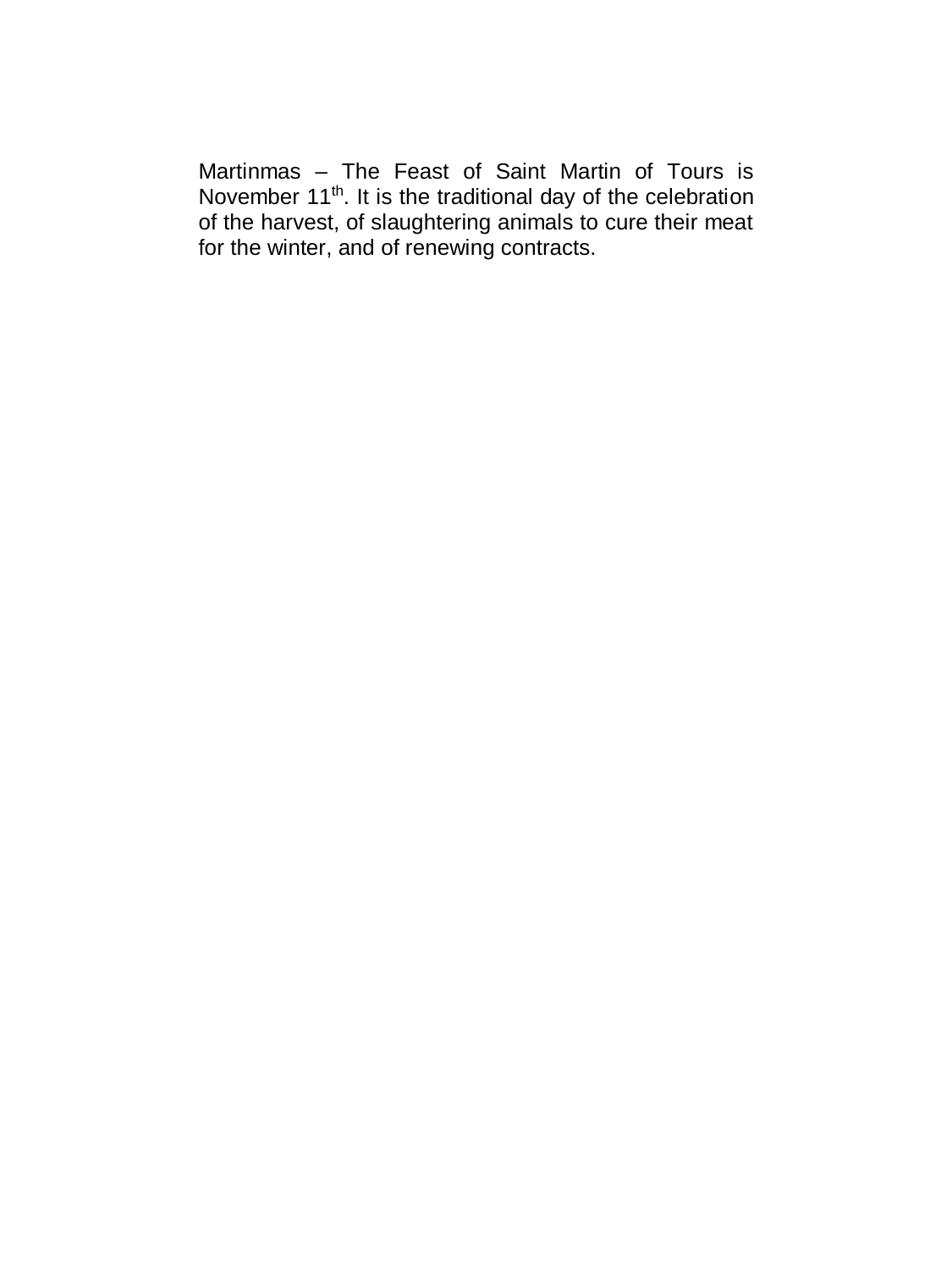Martinmas – The Feast of Saint Martin of Tours is November 11th. It is the traditional day of the celebration of the harvest, of slaughtering animals to cure their meat for the winter, and of renewing contracts.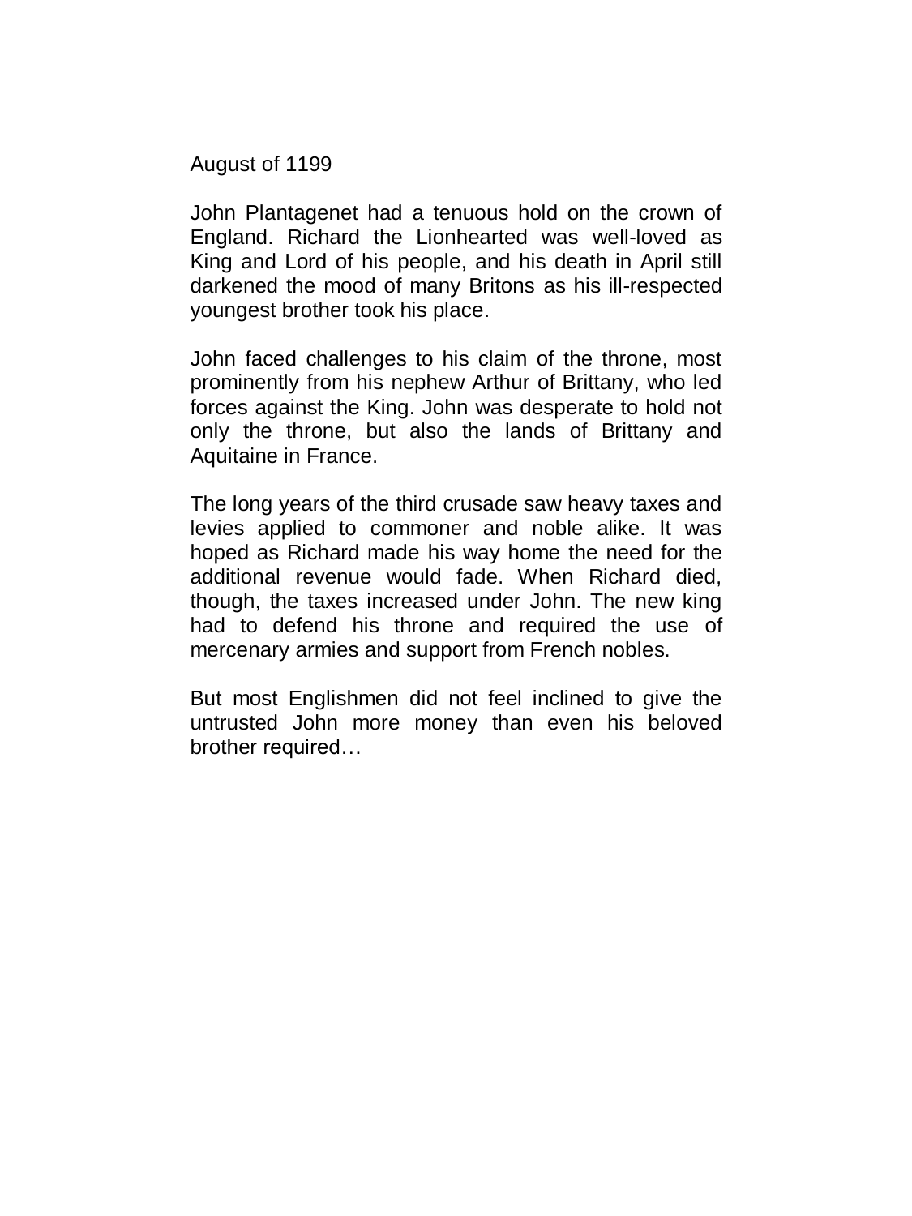August of 1199

John Plantagenet had a tenuous hold on the crown of England. Richard the Lionhearted was well-loved as King and Lord of his people, and his death in April still darkened the mood of many Britons as his ill-respected youngest brother took his place.

John faced challenges to his claim of the throne, most prominently from his nephew Arthur of Brittany, who led forces against the King. John was desperate to hold not only the throne, but also the lands of Brittany and Aquitaine in France.

The long years of the third crusade saw heavy taxes and levies applied to commoner and noble alike. It was hoped as Richard made his way home the need for the additional revenue would fade. When Richard died, though, the taxes increased under John. The new king had to defend his throne and required the use of mercenary armies and support from French nobles.

But most Englishmen did not feel inclined to give the untrusted John more money than even his beloved brother required…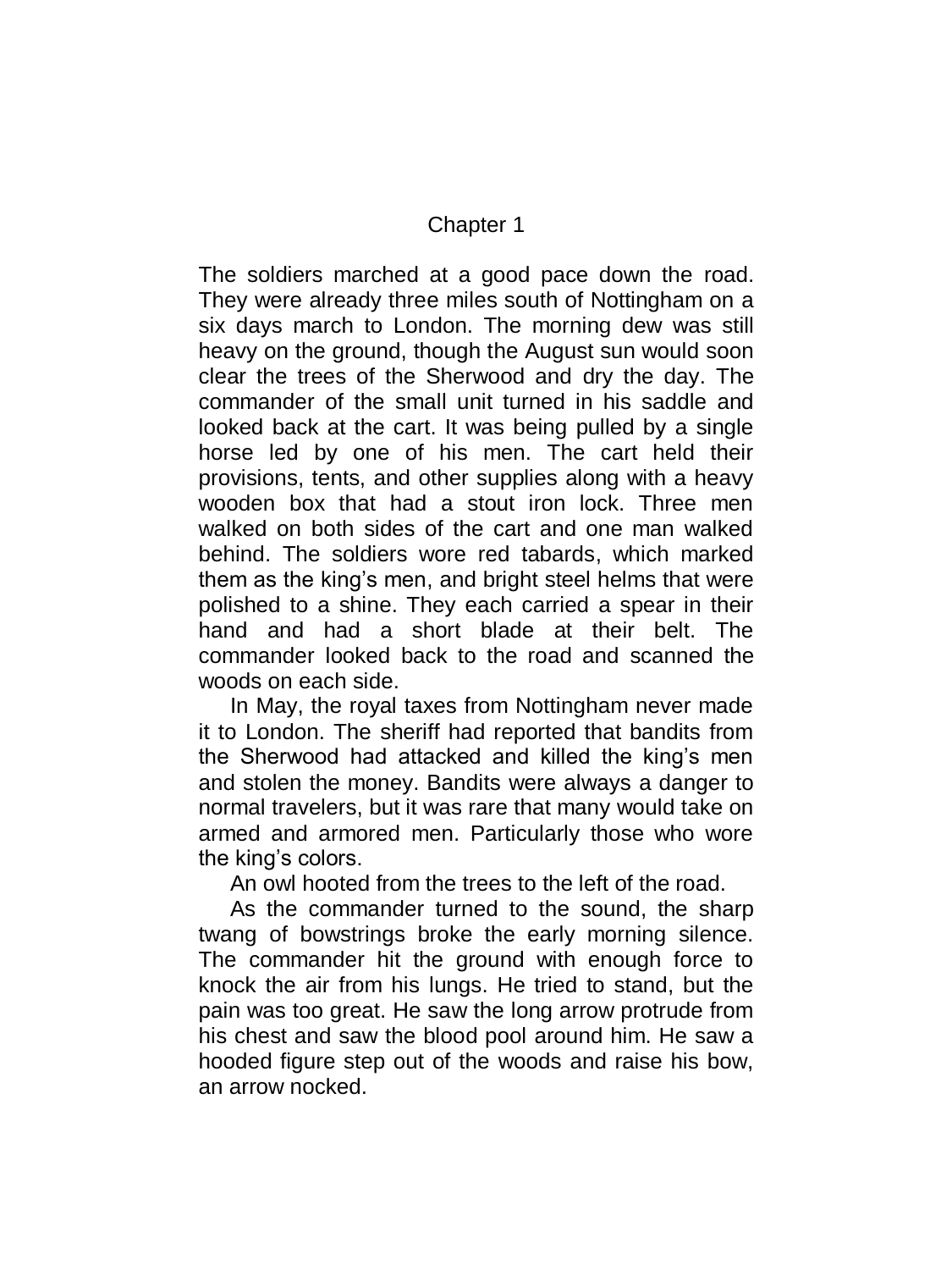# Chapter 1

The soldiers marched at a good pace down the road. They were already three miles south of Nottingham on a six days march to London. The morning dew was still heavy on the ground, though the August sun would soon clear the trees of the Sherwood and dry the day. The commander of the small unit turned in his saddle and looked back at the cart. It was being pulled by a single horse led by one of his men. The cart held their provisions, tents, and other supplies along with a heavy wooden box that had a stout iron lock. Three men walked on both sides of the cart and one man walked behind. The soldiers wore red tabards, which marked them as the king's men, and bright steel helms that were polished to a shine. They each carried a spear in their hand and had a short blade at their belt. The commander looked back to the road and scanned the woods on each side.

In May, the royal taxes from Nottingham never made it to London. The sheriff had reported that bandits from the Sherwood had attacked and killed the king's men and stolen the money. Bandits were always a danger to normal travelers, but it was rare that many would take on armed and armored men. Particularly those who wore the king's colors.

An owl hooted from the trees to the left of the road.

As the commander turned to the sound, the sharp twang of bowstrings broke the early morning silence. The commander hit the ground with enough force to knock the air from his lungs. He tried to stand, but the pain was too great. He saw the long arrow protrude from his chest and saw the blood pool around him. He saw a hooded figure step out of the woods and raise his bow, an arrow nocked.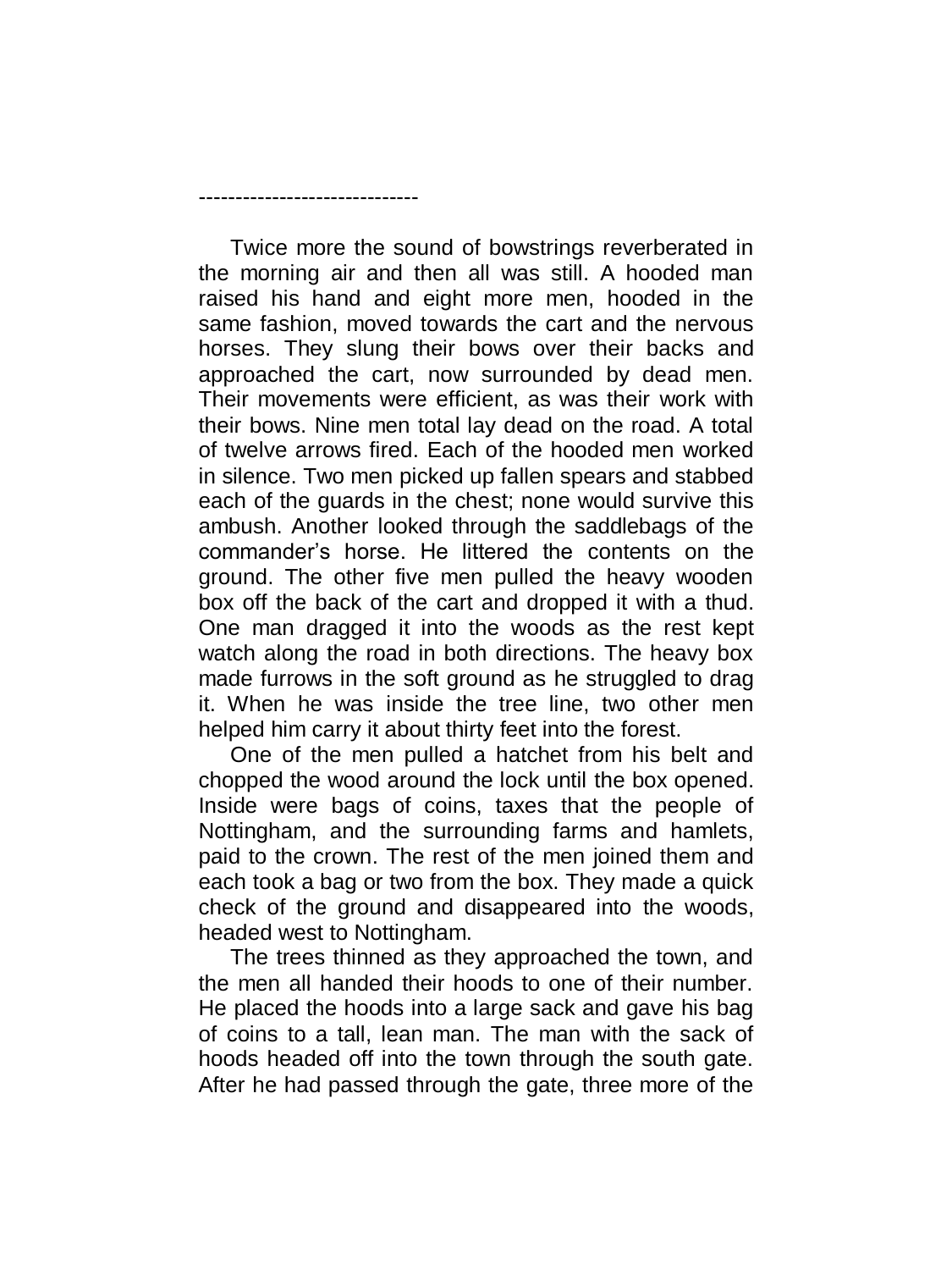------------------------------

Twice more the sound of bowstrings reverberated in the morning air and then all was still. A hooded man raised his hand and eight more men, hooded in the same fashion, moved towards the cart and the nervous horses. They slung their bows over their backs and approached the cart, now surrounded by dead men. Their movements were efficient, as was their work with their bows. Nine men total lay dead on the road. A total of twelve arrows fired. Each of the hooded men worked in silence. Two men picked up fallen spears and stabbed each of the guards in the chest; none would survive this ambush. Another looked through the saddlebags of the commander's horse. He littered the contents on the ground. The other five men pulled the heavy wooden box off the back of the cart and dropped it with a thud. One man dragged it into the woods as the rest kept watch along the road in both directions. The heavy box made furrows in the soft ground as he struggled to drag it. When he was inside the tree line, two other men helped him carry it about thirty feet into the forest.

One of the men pulled a hatchet from his belt and chopped the wood around the lock until the box opened. Inside were bags of coins, taxes that the people of Nottingham, and the surrounding farms and hamlets, paid to the crown. The rest of the men joined them and each took a bag or two from the box. They made a quick check of the ground and disappeared into the woods, headed west to Nottingham.

The trees thinned as they approached the town, and the men all handed their hoods to one of their number. He placed the hoods into a large sack and gave his bag of coins to a tall, lean man. The man with the sack of hoods headed off into the town through the south gate. After he had passed through the gate, three more of the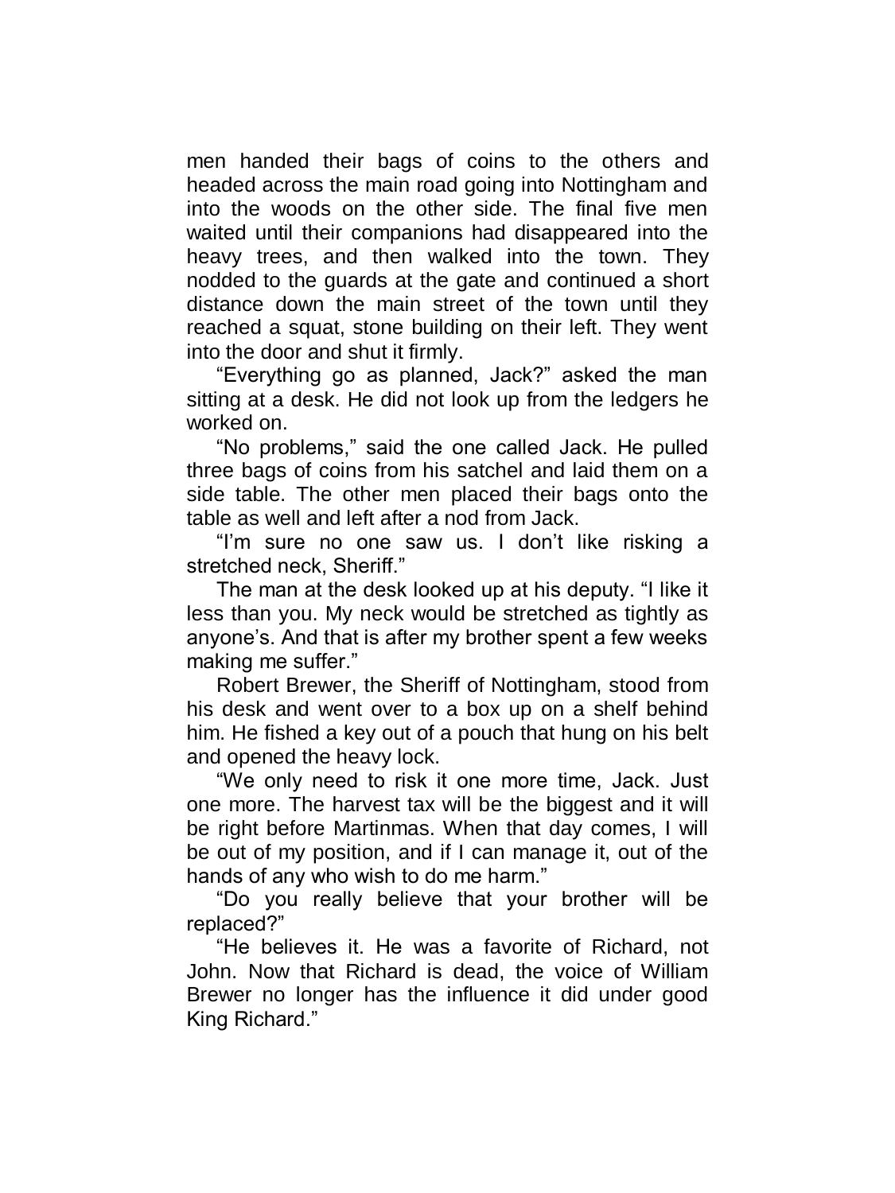men handed their bags of coins to the others and headed across the main road going into Nottingham and into the woods on the other side. The final five men waited until their companions had disappeared into the heavy trees, and then walked into the town. They nodded to the guards at the gate and continued a short distance down the main street of the town until they reached a squat, stone building on their left. They went into the door and shut it firmly.

"Everything go as planned, Jack?" asked the man sitting at a desk. He did not look up from the ledgers he worked on.

"No problems," said the one called Jack. He pulled three bags of coins from his satchel and laid them on a side table. The other men placed their bags onto the table as well and left after a nod from Jack.

"I'm sure no one saw us. I don't like risking a stretched neck, Sheriff."

The man at the desk looked up at his deputy. "I like it less than you. My neck would be stretched as tightly as anyone's. And that is after my brother spent a few weeks making me suffer."

Robert Brewer, the Sheriff of Nottingham, stood from his desk and went over to a box up on a shelf behind him. He fished a key out of a pouch that hung on his belt and opened the heavy lock.

"We only need to risk it one more time, Jack. Just one more. The harvest tax will be the biggest and it will be right before Martinmas. When that day comes, I will be out of my position, and if I can manage it, out of the hands of any who wish to do me harm."

"Do you really believe that your brother will be replaced?"

"He believes it. He was a favorite of Richard, not John. Now that Richard is dead, the voice of William Brewer no longer has the influence it did under good King Richard."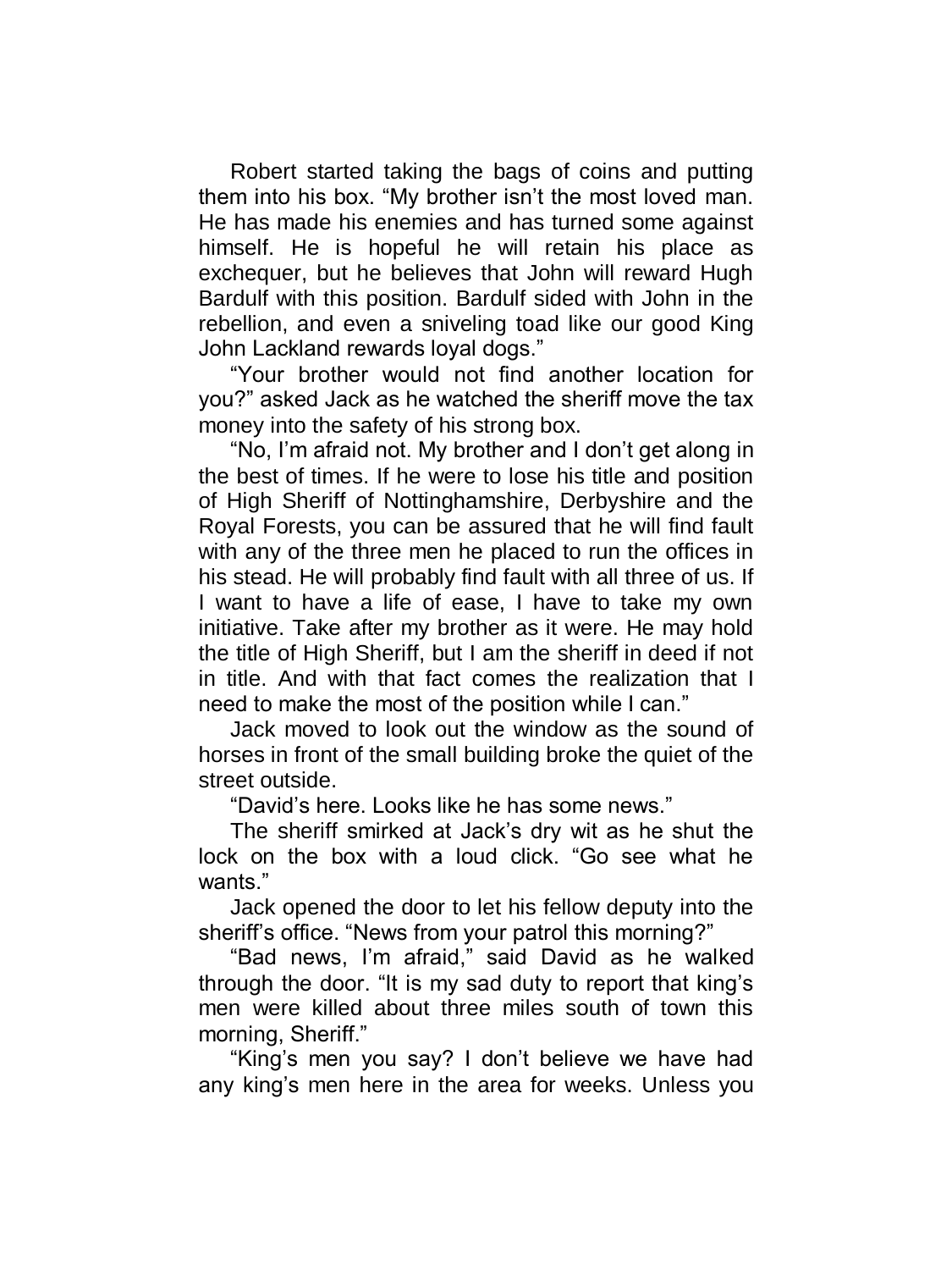Robert started taking the bags of coins and putting them into his box. "My brother isn't the most loved man. He has made his enemies and has turned some against himself. He is hopeful he will retain his place as exchequer, but he believes that John will reward Hugh Bardulf with this position. Bardulf sided with John in the rebellion, and even a sniveling toad like our good King John Lackland rewards loyal dogs."

"Your brother would not find another location for you?" asked Jack as he watched the sheriff move the tax money into the safety of his strong box.

"No, I'm afraid not. My brother and I don't get along in the best of times. If he were to lose his title and position of High Sheriff of Nottinghamshire, Derbyshire and the Royal Forests, you can be assured that he will find fault with any of the three men he placed to run the offices in his stead. He will probably find fault with all three of us. If I want to have a life of ease, I have to take my own initiative. Take after my brother as it were. He may hold the title of High Sheriff, but I am the sheriff in deed if not in title. And with that fact comes the realization that I need to make the most of the position while I can."

Jack moved to look out the window as the sound of horses in front of the small building broke the quiet of the street outside.

"David's here. Looks like he has some news."

The sheriff smirked at Jack's dry wit as he shut the lock on the box with a loud click. "Go see what he wants."

Jack opened the door to let his fellow deputy into the sheriff's office. "News from your patrol this morning?"

"Bad news, I'm afraid," said David as he walked through the door. "It is my sad duty to report that king's men were killed about three miles south of town this morning, Sheriff."

"King's men you say? I don't believe we have had any king's men here in the area for weeks. Unless you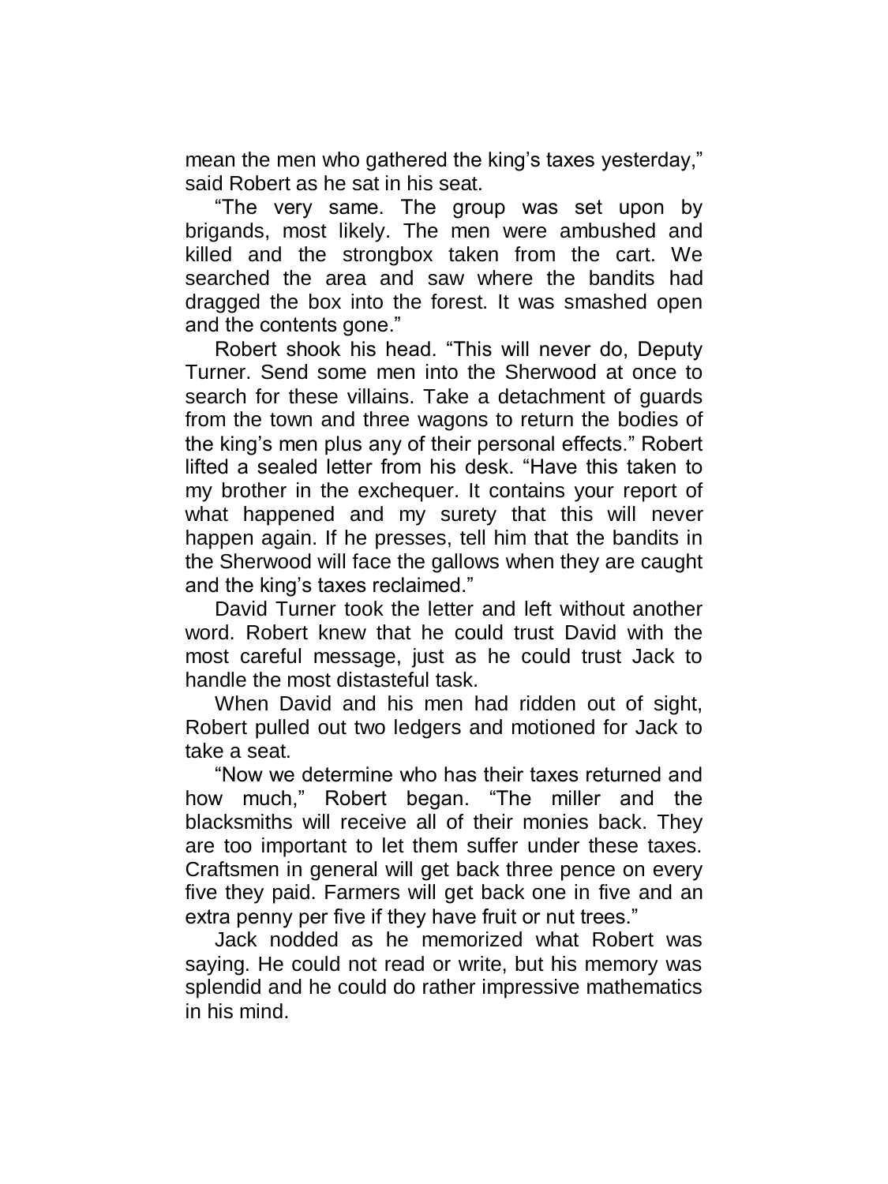mean the men who gathered the king's taxes yesterday," said Robert as he sat in his seat.

"The very same. The group was set upon by brigands, most likely. The men were ambushed and killed and the strongbox taken from the cart. We searched the area and saw where the bandits had dragged the box into the forest. It was smashed open and the contents gone."

Robert shook his head. "This will never do, Deputy Turner. Send some men into the Sherwood at once to search for these villains. Take a detachment of guards from the town and three wagons to return the bodies of the king's men plus any of their personal effects." Robert lifted a sealed letter from his desk. "Have this taken to my brother in the exchequer. It contains your report of what happened and my surety that this will never happen again. If he presses, tell him that the bandits in the Sherwood will face the gallows when they are caught and the king's taxes reclaimed."

David Turner took the letter and left without another word. Robert knew that he could trust David with the most careful message, just as he could trust Jack to handle the most distasteful task.

When David and his men had ridden out of sight, Robert pulled out two ledgers and motioned for Jack to take a seat.

"Now we determine who has their taxes returned and how much," Robert began. "The miller and the blacksmiths will receive all of their monies back. They are too important to let them suffer under these taxes. Craftsmen in general will get back three pence on every five they paid. Farmers will get back one in five and an extra penny per five if they have fruit or nut trees."

Jack nodded as he memorized what Robert was saying. He could not read or write, but his memory was splendid and he could do rather impressive mathematics in his mind.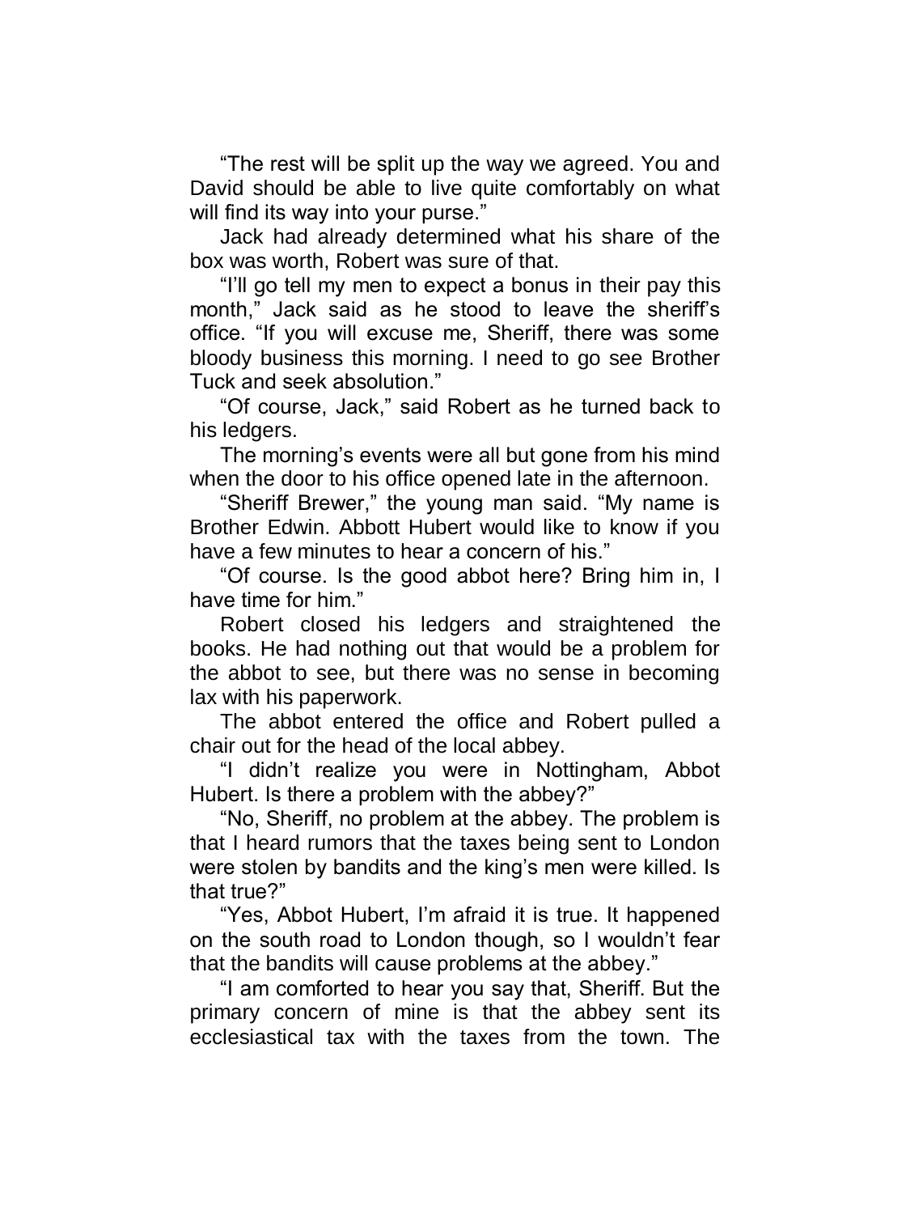“The rest will be split up the way we agreed. You and David should be able to live quite comfortably on what will find its way into your purse.”

Jack had already determined what his share of the box was worth, Robert was sure of that.

“I’ll go tell my men to expect a bonus in their pay this month,” Jack said as he stood to leave the sheriff’s office. “If you will excuse me, Sheriff, there was some bloody business this morning. I need to go see Brother Tuck and seek absolution.”

“Of course, Jack,” said Robert as he turned back to his ledgers.

The morning’s events were all but gone from his mind when the door to his office opened late in the afternoon.

“Sheriff Brewer,” the young man said. “My name is Brother Edwin. Abbott Hubert would like to know if you have a few minutes to hear a concern of his.”

“Of course. Is the good abbot here? Bring him in, I have time for him.”

Robert closed his ledgers and straightened the books. He had nothing out that would be a problem for the abbot to see, but there was no sense in becoming lax with his paperwork.

The abbot entered the office and Robert pulled a chair out for the head of the local abbey.

“I didn’t realize you were in Nottingham, Abbot Hubert. Is there a problem with the abbey?”

“No, Sheriff, no problem at the abbey. The problem is that I heard rumors that the taxes being sent to London were stolen by bandits and the king’s men were killed. Is that true?”

“Yes, Abbot Hubert, I’m afraid it is true. It happened on the south road to London though, so I wouldn’t fear that the bandits will cause problems at the abbey.”

“I am comforted to hear you say that, Sheriff. But the primary concern of mine is that the abbey sent its ecclesiastical tax with the taxes from the town. The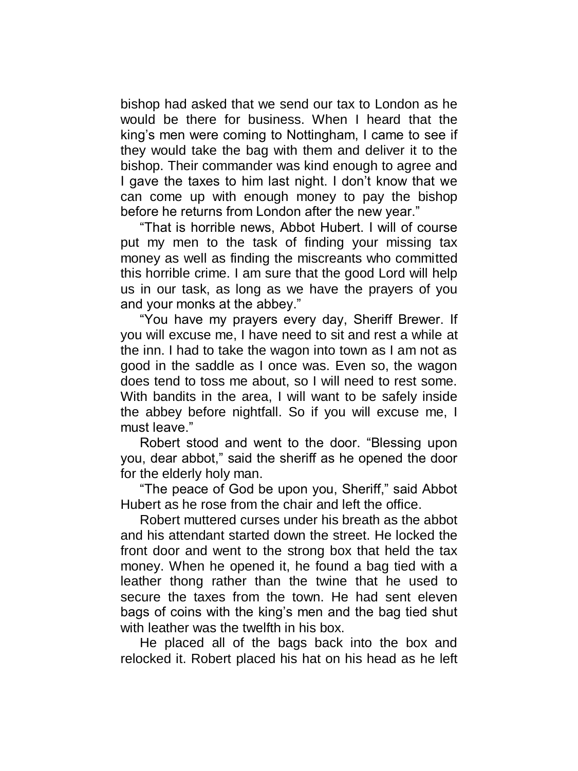bishop had asked that we send our tax to London as he would be there for business. When I heard that the king's men were coming to Nottingham, I came to see if they would take the bag with them and deliver it to the bishop. Their commander was kind enough to agree and I gave the taxes to him last night. I don't know that we can come up with enough money to pay the bishop before he returns from London after the new year."

"That is horrible news, Abbot Hubert. I will of course put my men to the task of finding your missing tax money as well as finding the miscreants who committed this horrible crime. I am sure that the good Lord will help us in our task, as long as we have the prayers of you and your monks at the abbey."

"You have my prayers every day, Sheriff Brewer. If you will excuse me, I have need to sit and rest a while at the inn. I had to take the wagon into town as I am not as good in the saddle as I once was. Even so, the wagon does tend to toss me about, so I will need to rest some. With bandits in the area, I will want to be safely inside the abbey before nightfall. So if you will excuse me, I must leave."

Robert stood and went to the door. "Blessing upon you, dear abbot," said the sheriff as he opened the door for the elderly holy man.

"The peace of God be upon you, Sheriff," said Abbot Hubert as he rose from the chair and left the office.

Robert muttered curses under his breath as the abbot and his attendant started down the street. He locked the front door and went to the strong box that held the tax money. When he opened it, he found a bag tied with a leather thong rather than the twine that he used to secure the taxes from the town. He had sent eleven bags of coins with the king's men and the bag tied shut with leather was the twelfth in his box.

He placed all of the bags back into the box and relocked it. Robert placed his hat on his head as he left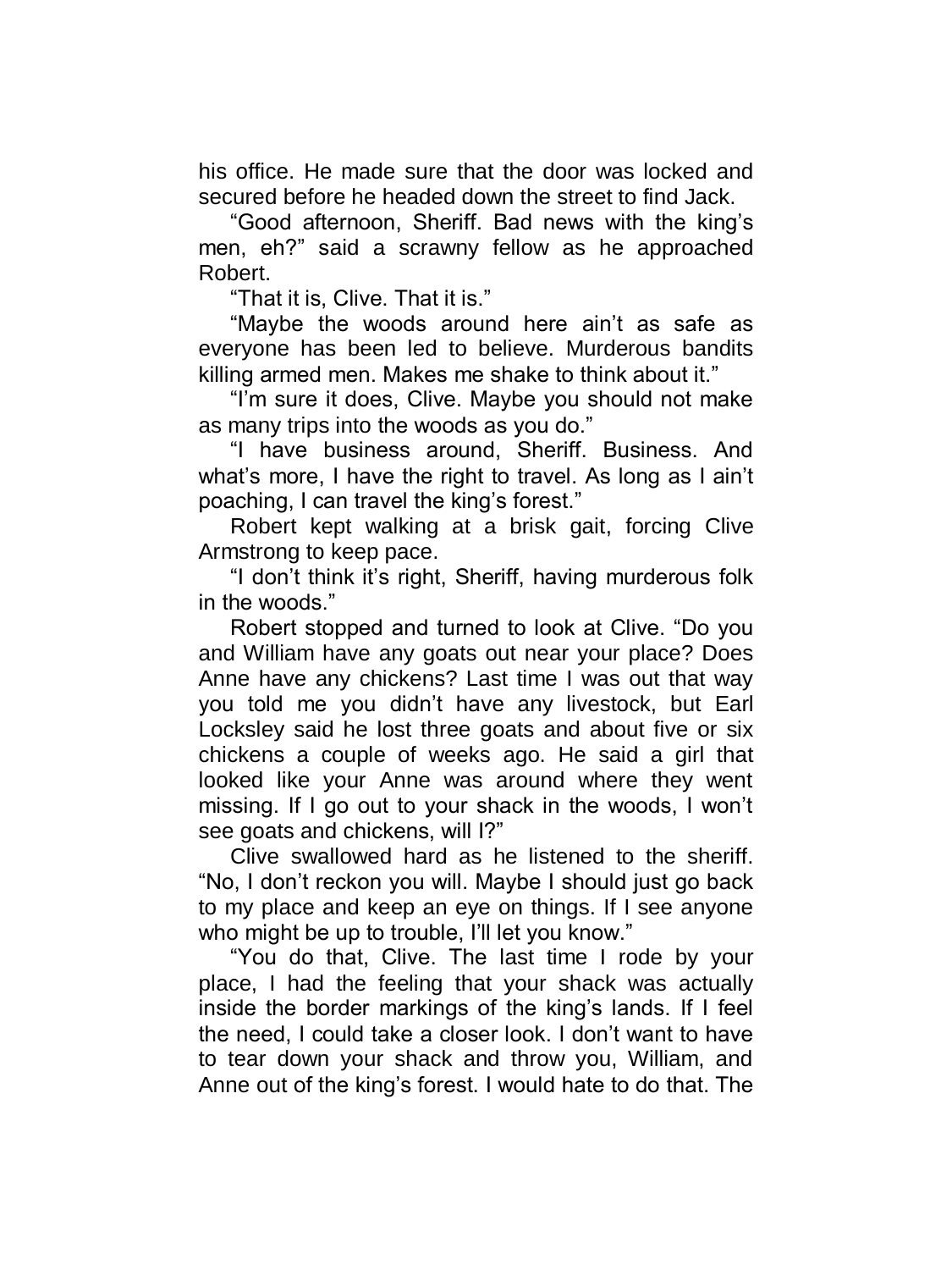his office. He made sure that the door was locked and secured before he headed down the street to find Jack.

"Good afternoon, Sheriff. Bad news with the king's men, eh?" said a scrawny fellow as he approached Robert.

"That it is, Clive. That it is."

"Maybe the woods around here ain't as safe as everyone has been led to believe. Murderous bandits killing armed men. Makes me shake to think about it."

"I'm sure it does, Clive. Maybe you should not make as many trips into the woods as you do."

"I have business around, Sheriff. Business. And what's more, I have the right to travel. As long as I ain't poaching, I can travel the king's forest."

Robert kept walking at a brisk gait, forcing Clive Armstrong to keep pace.

"I don't think it's right, Sheriff, having murderous folk in the woods."

Robert stopped and turned to look at Clive. "Do you and William have any goats out near your place? Does Anne have any chickens? Last time I was out that way you told me you didn't have any livestock, but Earl Locksley said he lost three goats and about five or six chickens a couple of weeks ago. He said a girl that looked like your Anne was around where they went missing. If I go out to your shack in the woods, I won't see goats and chickens, will I?"

Clive swallowed hard as he listened to the sheriff. "No, I don't reckon you will. Maybe I should just go back to my place and keep an eye on things. If I see anyone who might be up to trouble, I'll let you know."

"You do that, Clive. The last time I rode by your place, I had the feeling that your shack was actually inside the border markings of the king's lands. If I feel the need, I could take a closer look. I don't want to have to tear down your shack and throw you, William, and Anne out of the king's forest. I would hate to do that. The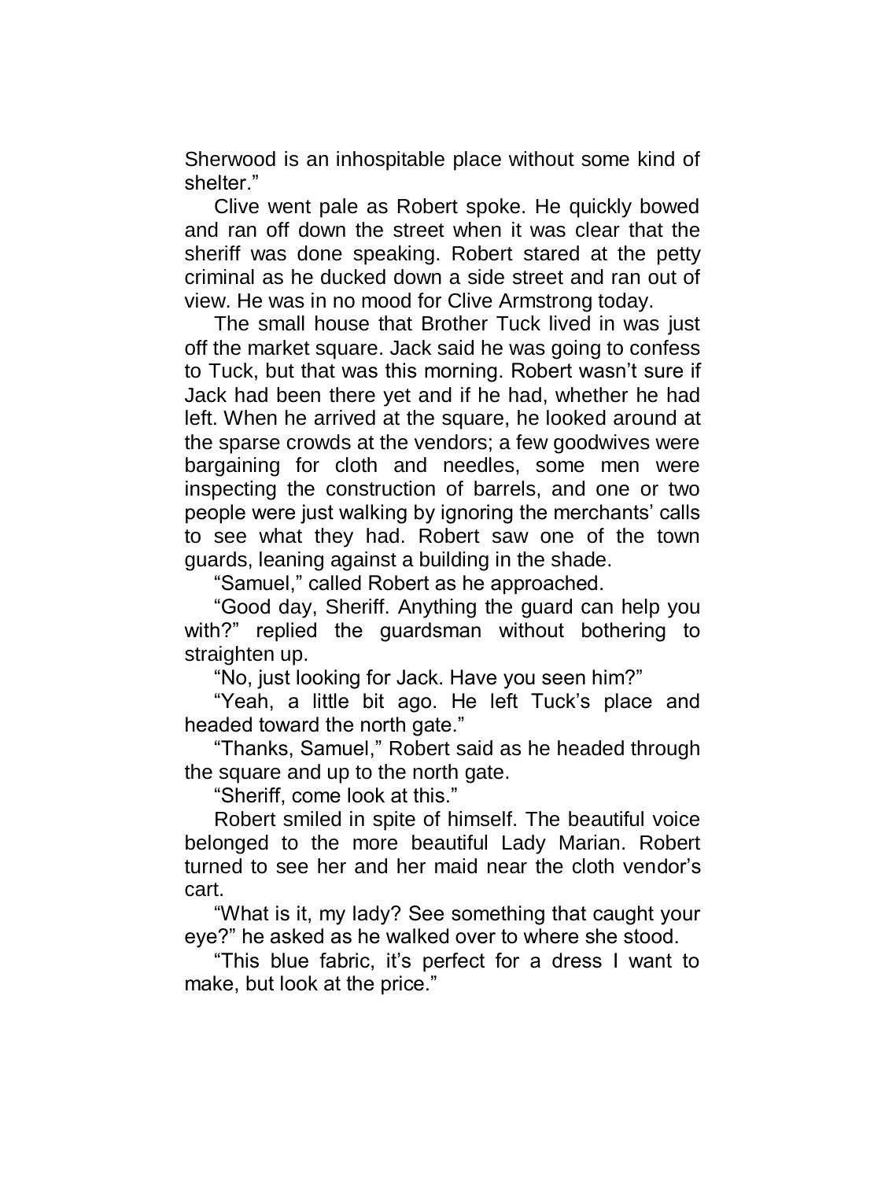Sherwood is an inhospitable place without some kind of shelter."

Clive went pale as Robert spoke. He quickly bowed and ran off down the street when it was clear that the sheriff was done speaking. Robert stared at the petty criminal as he ducked down a side street and ran out of view. He was in no mood for Clive Armstrong today.

The small house that Brother Tuck lived in was just off the market square. Jack said he was going to confess to Tuck, but that was this morning. Robert wasn't sure if Jack had been there yet and if he had, whether he had left. When he arrived at the square, he looked around at the sparse crowds at the vendors; a few goodwives were bargaining for cloth and needles, some men were inspecting the construction of barrels, and one or two people were just walking by ignoring the merchants' calls to see what they had. Robert saw one of the town guards, leaning against a building in the shade.

"Samuel," called Robert as he approached.

"Good day, Sheriff. Anything the guard can help you with?" replied the guardsman without bothering to straighten up.

"No, just looking for Jack. Have you seen him?"

"Yeah, a little bit ago. He left Tuck's place and headed toward the north gate."

"Thanks, Samuel," Robert said as he headed through the square and up to the north gate.

"Sheriff, come look at this."

Robert smiled in spite of himself. The beautiful voice belonged to the more beautiful Lady Marian. Robert turned to see her and her maid near the cloth vendor's cart.

"What is it, my lady? See something that caught your eye?" he asked as he walked over to where she stood.

"This blue fabric, it's perfect for a dress I want to make, but look at the price."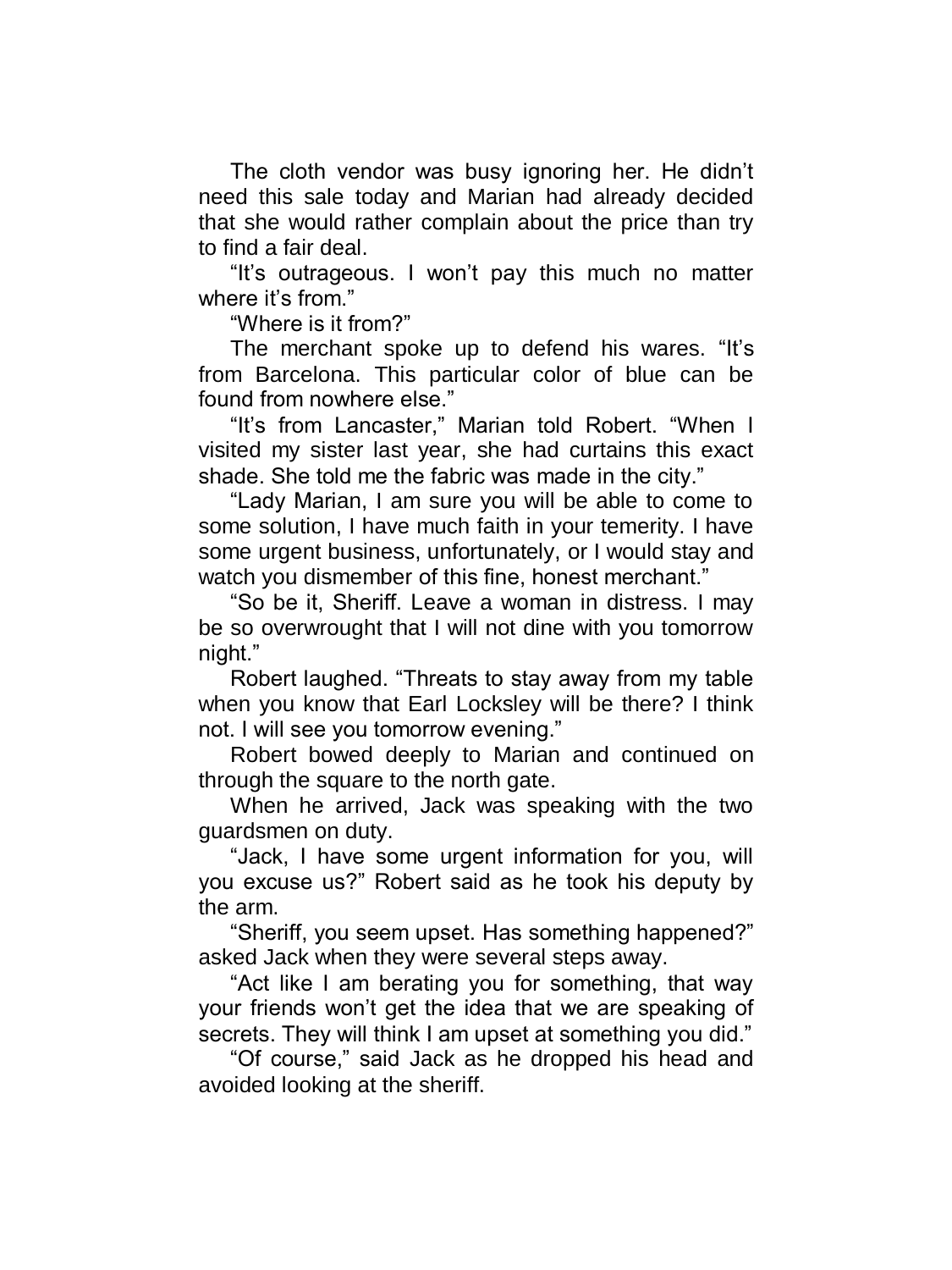The cloth vendor was busy ignoring her. He didn't need this sale today and Marian had already decided that she would rather complain about the price than try to find a fair deal.

"It's outrageous. I won't pay this much no matter where it's from."

"Where is it from?"

The merchant spoke up to defend his wares. "It's from Barcelona. This particular color of blue can be found from nowhere else."

"It's from Lancaster," Marian told Robert. "When I visited my sister last year, she had curtains this exact shade. She told me the fabric was made in the city."

"Lady Marian, I am sure you will be able to come to some solution, I have much faith in your temerity. I have some urgent business, unfortunately, or I would stay and watch you dismember of this fine, honest merchant."

"So be it, Sheriff. Leave a woman in distress. I may be so overwrought that I will not dine with you tomorrow night."

Robert laughed. "Threats to stay away from my table when you know that Earl Locksley will be there? I think not. I will see you tomorrow evening."

Robert bowed deeply to Marian and continued on through the square to the north gate.

When he arrived, Jack was speaking with the two guardsmen on duty.

"Jack, I have some urgent information for you, will you excuse us?" Robert said as he took his deputy by the arm.

"Sheriff, you seem upset. Has something happened?" asked Jack when they were several steps away.

"Act like I am berating you for something, that way your friends won't get the idea that we are speaking of secrets. They will think I am upset at something you did."

"Of course," said Jack as he dropped his head and avoided looking at the sheriff.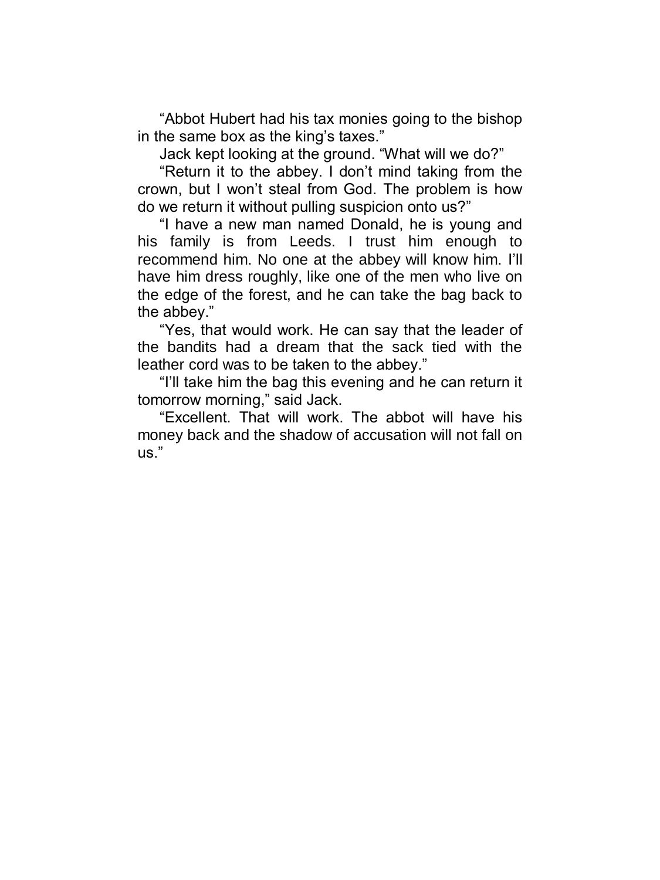"Abbot Hubert had his tax monies going to the bishop in the same box as the king's taxes."

Jack kept looking at the ground. "What will we do?"

"Return it to the abbey. I don't mind taking from the crown, but I won't steal from God. The problem is how do we return it without pulling suspicion onto us?"

"I have a new man named Donald, he is young and his family is from Leeds. I trust him enough to recommend him. No one at the abbey will know him. I'll have him dress roughly, like one of the men who live on the edge of the forest, and he can take the bag back to the abbey."

"Yes, that would work. He can say that the leader of the bandits had a dream that the sack tied with the leather cord was to be taken to the abbey."

"I'll take him the bag this evening and he can return it tomorrow morning," said Jack.

"Excellent. That will work. The abbot will have his money back and the shadow of accusation will not fall on us."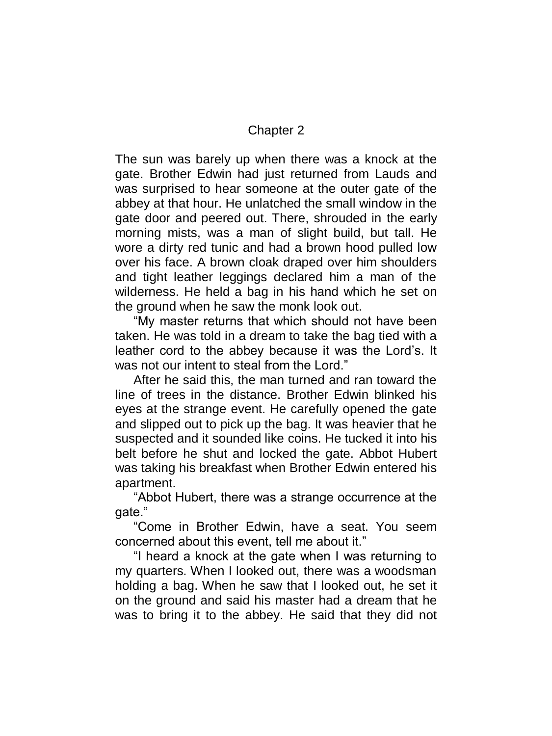## Chapter 2

The sun was barely up when there was a knock at the gate. Brother Edwin had just returned from Lauds and was surprised to hear someone at the outer gate of the abbey at that hour. He unlatched the small window in the gate door and peered out. There, shrouded in the early morning mists, was a man of slight build, but tall. He wore a dirty red tunic and had a brown hood pulled low over his face. A brown cloak draped over him shoulders and tight leather leggings declared him a man of the wilderness. He held a bag in his hand which he set on the ground when he saw the monk look out.

“My master returns that which should not have been taken. He was told in a dream to take the bag tied with a leather cord to the abbey because it was the Lord’s. It was not our intent to steal from the Lord.”

After he said this, the man turned and ran toward the line of trees in the distance. Brother Edwin blinked his eyes at the strange event. He carefully opened the gate and slipped out to pick up the bag. It was heavier that he suspected and it sounded like coins. He tucked it into his belt before he shut and locked the gate. Abbot Hubert was taking his breakfast when Brother Edwin entered his apartment.

“Abbot Hubert, there was a strange occurrence at the gate.”

“Come in Brother Edwin, have a seat. You seem concerned about this event, tell me about it.”

“I heard a knock at the gate when I was returning to my quarters. When I looked out, there was a woodsman holding a bag. When he saw that I looked out, he set it on the ground and said his master had a dream that he was to bring it to the abbey. He said that they did not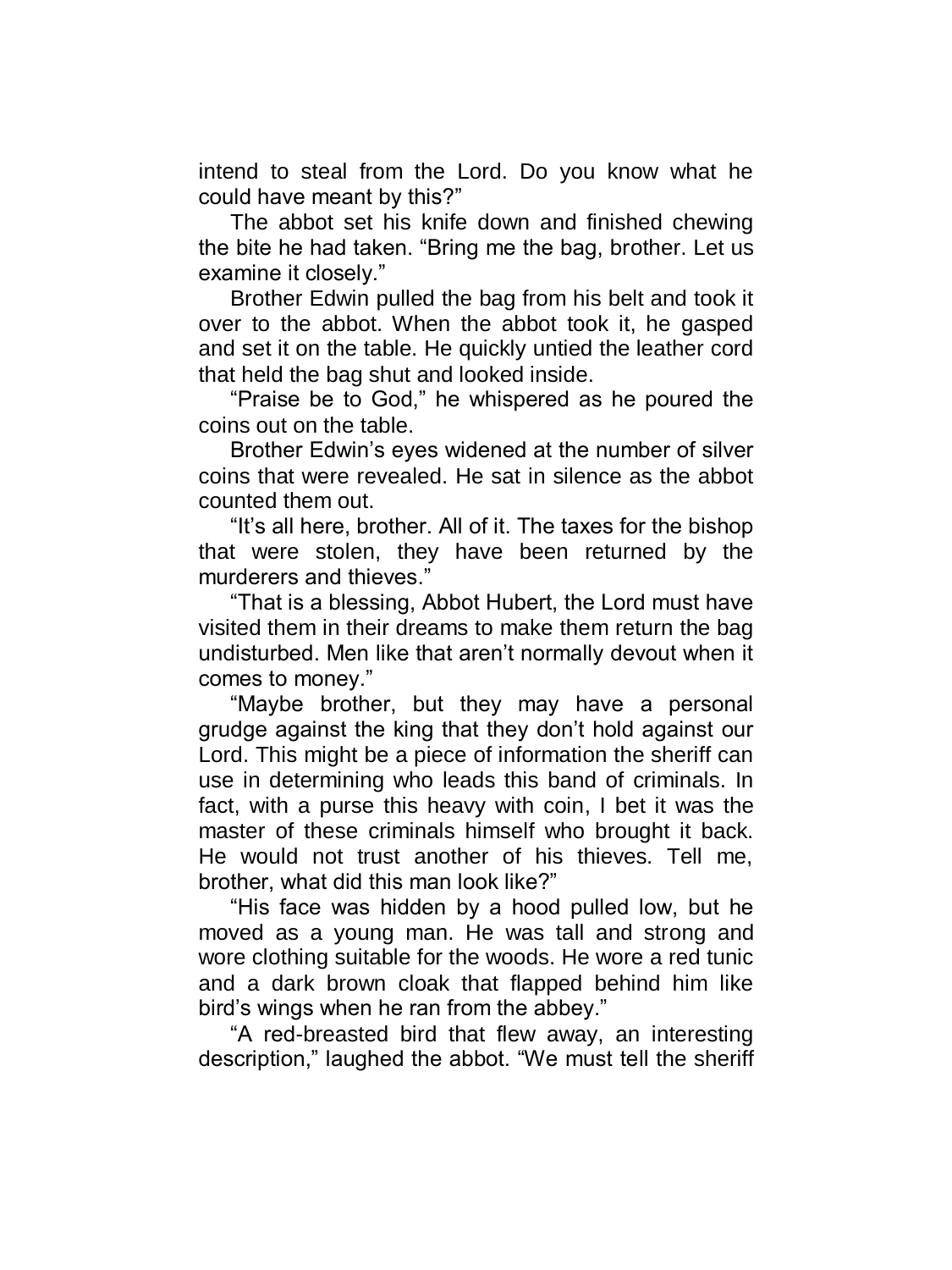intend to steal from the Lord. Do you know what he could have meant by this?"

The abbot set his knife down and finished chewing the bite he had taken. "Bring me the bag, brother. Let us examine it closely."

Brother Edwin pulled the bag from his belt and took it over to the abbot. When the abbot took it, he gasped and set it on the table. He quickly untied the leather cord that held the bag shut and looked inside.

"Praise be to God," he whispered as he poured the coins out on the table.

Brother Edwin's eyes widened at the number of silver coins that were revealed. He sat in silence as the abbot counted them out.

"It's all here, brother. All of it. The taxes for the bishop that were stolen, they have been returned by the murderers and thieves."

"That is a blessing, Abbot Hubert, the Lord must have visited them in their dreams to make them return the bag undisturbed. Men like that aren't normally devout when it comes to money."

"Maybe brother, but they may have a personal grudge against the king that they don't hold against our Lord. This might be a piece of information the sheriff can use in determining who leads this band of criminals. In fact, with a purse this heavy with coin, I bet it was the master of these criminals himself who brought it back. He would not trust another of his thieves. Tell me, brother, what did this man look like?"

"His face was hidden by a hood pulled low, but he moved as a young man. He was tall and strong and wore clothing suitable for the woods. He wore a red tunic and a dark brown cloak that flapped behind him like bird's wings when he ran from the abbey."

"A red-breasted bird that flew away, an interesting description," laughed the abbot. "We must tell the sheriff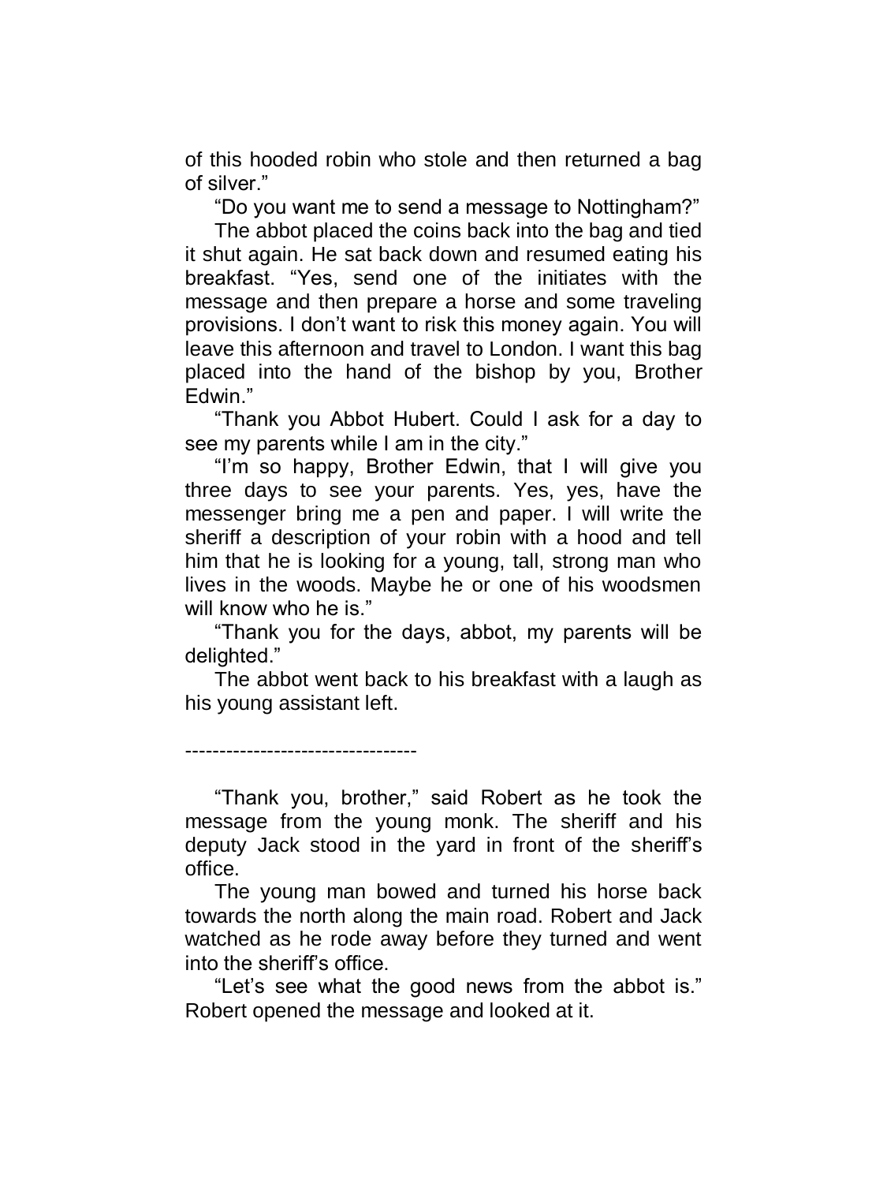of this hooded robin who stole and then returned a bag of silver."

"Do you want me to send a message to Nottingham?"

The abbot placed the coins back into the bag and tied it shut again. He sat back down and resumed eating his breakfast. "Yes, send one of the initiates with the message and then prepare a horse and some traveling provisions. I don't want to risk this money again. You will leave this afternoon and travel to London. I want this bag placed into the hand of the bishop by you, Brother Edwin."

"Thank you Abbot Hubert. Could I ask for a day to see my parents while I am in the city."

"I'm so happy, Brother Edwin, that I will give you three days to see your parents. Yes, yes, have the messenger bring me a pen and paper. I will write the sheriff a description of your robin with a hood and tell him that he is looking for a young, tall, strong man who lives in the woods. Maybe he or one of his woodsmen will know who he is."

"Thank you for the days, abbot, my parents will be delighted."

The abbot went back to his breakfast with a laugh as his young assistant left.

---------------------------------

"Thank you, brother," said Robert as he took the message from the young monk. The sheriff and his deputy Jack stood in the yard in front of the sheriff's office.

The young man bowed and turned his horse back towards the north along the main road. Robert and Jack watched as he rode away before they turned and went into the sheriff's office.

"Let's see what the good news from the abbot is." Robert opened the message and looked at it.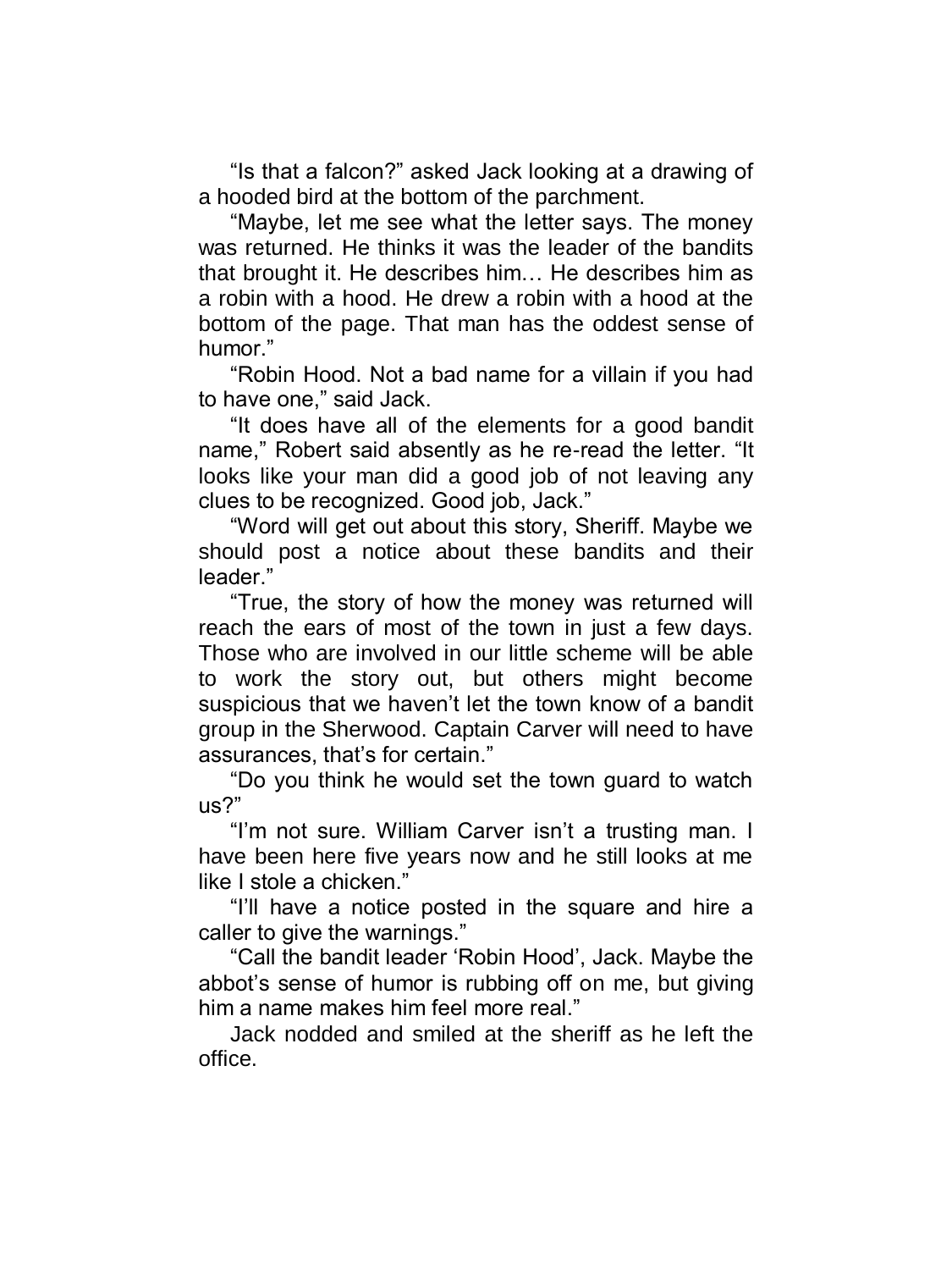"Is that a falcon?" asked Jack looking at a drawing of a hooded bird at the bottom of the parchment.

"Maybe, let me see what the letter says. The money was returned. He thinks it was the leader of the bandits that brought it. He describes him… He describes him as a robin with a hood. He drew a robin with a hood at the bottom of the page. That man has the oddest sense of humor."

"Robin Hood. Not a bad name for a villain if you had to have one," said Jack.

"It does have all of the elements for a good bandit name," Robert said absently as he re-read the letter. "It looks like your man did a good job of not leaving any clues to be recognized. Good job, Jack."

"Word will get out about this story, Sheriff. Maybe we should post a notice about these bandits and their leader."

"True, the story of how the money was returned will reach the ears of most of the town in just a few days. Those who are involved in our little scheme will be able to work the story out, but others might become suspicious that we haven't let the town know of a bandit group in the Sherwood. Captain Carver will need to have assurances, that's for certain."

"Do you think he would set the town guard to watch us?"

"I'm not sure. William Carver isn't a trusting man. I have been here five years now and he still looks at me like I stole a chicken."

"I'll have a notice posted in the square and hire a caller to give the warnings."

"Call the bandit leader 'Robin Hood', Jack. Maybe the abbot's sense of humor is rubbing off on me, but giving him a name makes him feel more real."

Jack nodded and smiled at the sheriff as he left the office.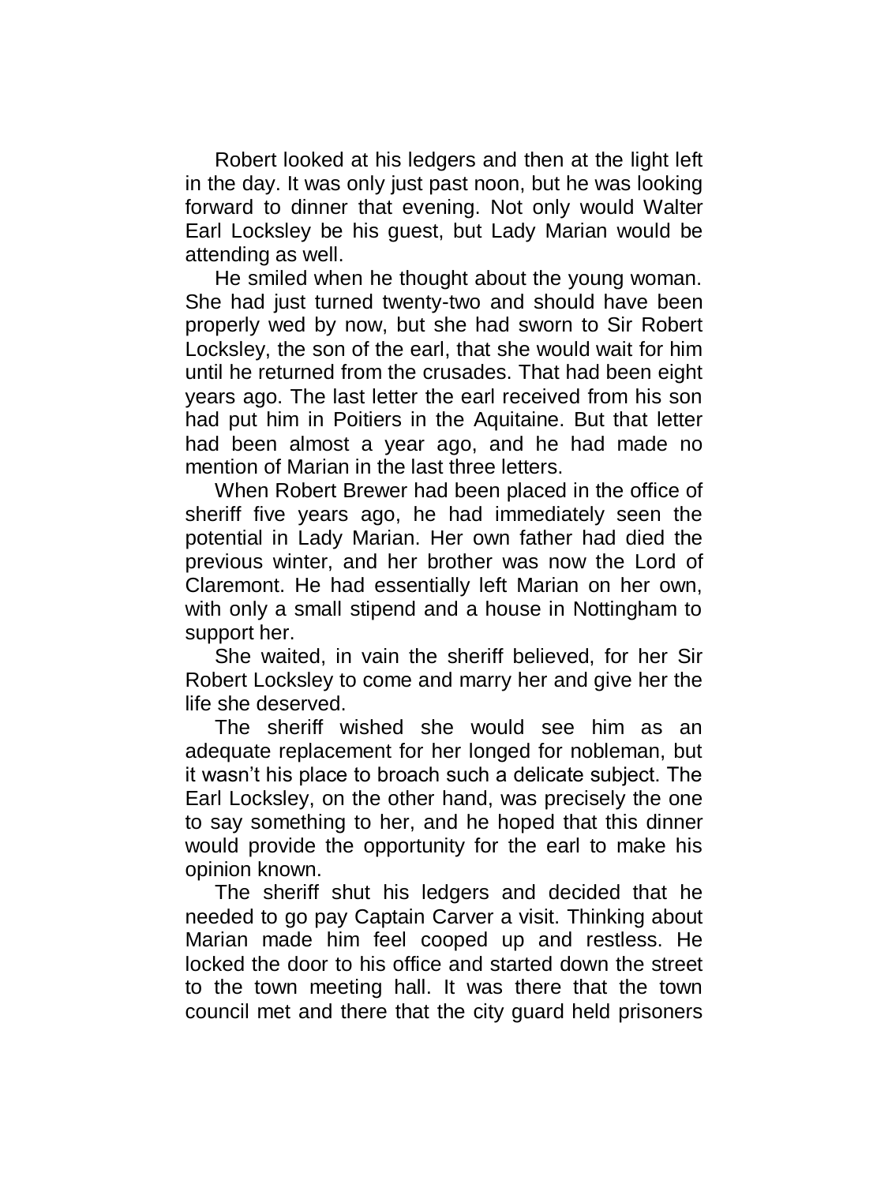Robert looked at his ledgers and then at the light left in the day. It was only just past noon, but he was looking forward to dinner that evening. Not only would Walter Earl Locksley be his guest, but Lady Marian would be attending as well.

He smiled when he thought about the young woman. She had just turned twenty-two and should have been properly wed by now, but she had sworn to Sir Robert Locksley, the son of the earl, that she would wait for him until he returned from the crusades. That had been eight years ago. The last letter the earl received from his son had put him in Poitiers in the Aquitaine. But that letter had been almost a year ago, and he had made no mention of Marian in the last three letters.

When Robert Brewer had been placed in the office of sheriff five years ago, he had immediately seen the potential in Lady Marian. Her own father had died the previous winter, and her brother was now the Lord of Claremont. He had essentially left Marian on her own, with only a small stipend and a house in Nottingham to support her.

She waited, in vain the sheriff believed, for her Sir Robert Locksley to come and marry her and give her the life she deserved.

The sheriff wished she would see him as an adequate replacement for her longed for nobleman, but it wasn't his place to broach such a delicate subject. The Earl Locksley, on the other hand, was precisely the one to say something to her, and he hoped that this dinner would provide the opportunity for the earl to make his opinion known.

The sheriff shut his ledgers and decided that he needed to go pay Captain Carver a visit. Thinking about Marian made him feel cooped up and restless. He locked the door to his office and started down the street to the town meeting hall. It was there that the town council met and there that the city guard held prisoners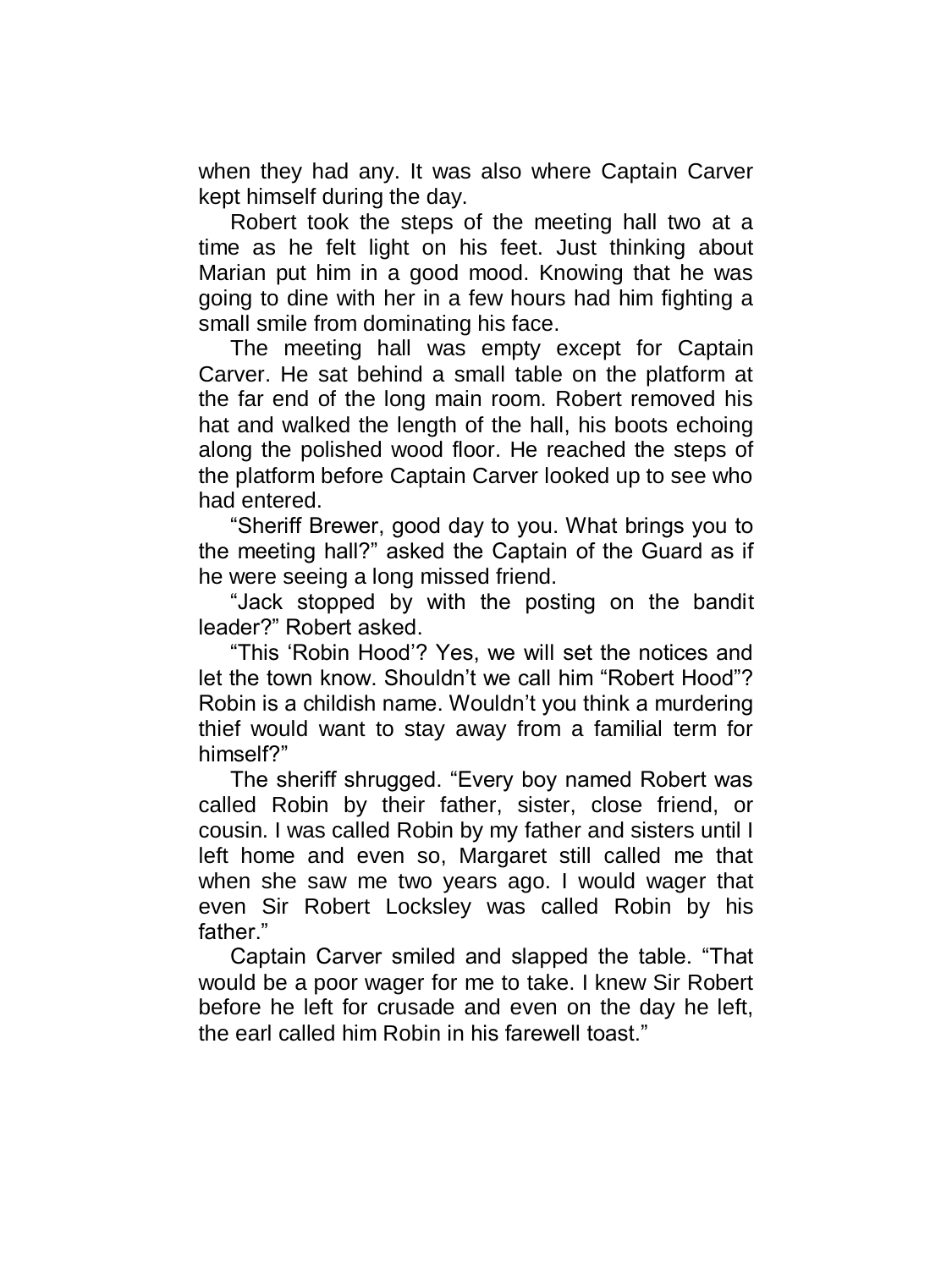when they had any. It was also where Captain Carver kept himself during the day.

Robert took the steps of the meeting hall two at a time as he felt light on his feet. Just thinking about Marian put him in a good mood. Knowing that he was going to dine with her in a few hours had him fighting a small smile from dominating his face.

The meeting hall was empty except for Captain Carver. He sat behind a small table on the platform at the far end of the long main room. Robert removed his hat and walked the length of the hall, his boots echoing along the polished wood floor. He reached the steps of the platform before Captain Carver looked up to see who had entered.

"Sheriff Brewer, good day to you. What brings you to the meeting hall?" asked the Captain of the Guard as if he were seeing a long missed friend.

"Jack stopped by with the posting on the bandit leader?" Robert asked.

"This 'Robin Hood'? Yes, we will set the notices and let the town know. Shouldn't we call him "Robert Hood"? Robin is a childish name. Wouldn't you think a murdering thief would want to stay away from a familial term for himself?"

The sheriff shrugged. "Every boy named Robert was called Robin by their father, sister, close friend, or cousin. I was called Robin by my father and sisters until I left home and even so, Margaret still called me that when she saw me two years ago. I would wager that even Sir Robert Locksley was called Robin by his father."

Captain Carver smiled and slapped the table. "That would be a poor wager for me to take. I knew Sir Robert before he left for crusade and even on the day he left, the earl called him Robin in his farewell toast."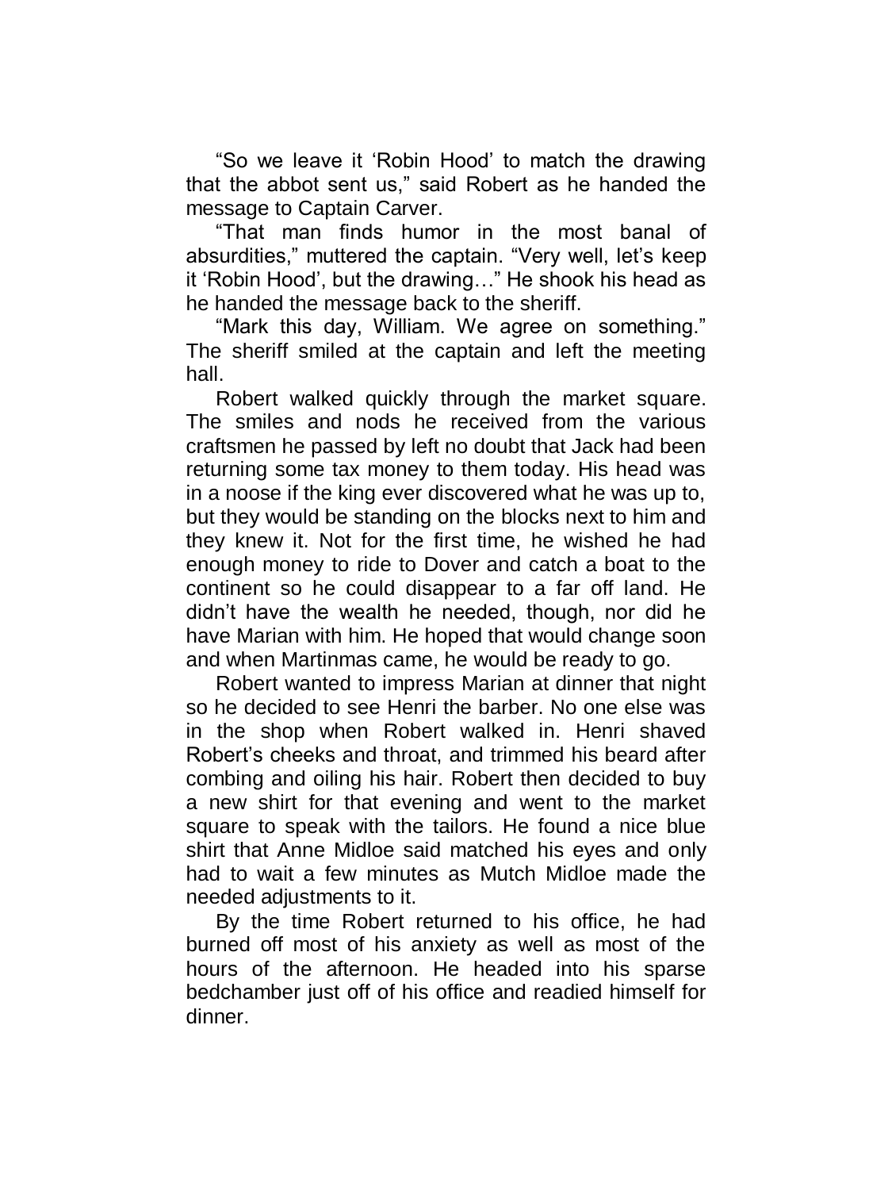"So we leave it 'Robin Hood' to match the drawing that the abbot sent us," said Robert as he handed the message to Captain Carver.

"That man finds humor in the most banal of absurdities," muttered the captain. "Very well, let's keep it 'Robin Hood', but the drawing…" He shook his head as he handed the message back to the sheriff.

"Mark this day, William. We agree on something." The sheriff smiled at the captain and left the meeting hall.

Robert walked quickly through the market square. The smiles and nods he received from the various craftsmen he passed by left no doubt that Jack had been returning some tax money to them today. His head was in a noose if the king ever discovered what he was up to, but they would be standing on the blocks next to him and they knew it. Not for the first time, he wished he had enough money to ride to Dover and catch a boat to the continent so he could disappear to a far off land. He didn't have the wealth he needed, though, nor did he have Marian with him. He hoped that would change soon and when Martinmas came, he would be ready to go.

Robert wanted to impress Marian at dinner that night so he decided to see Henri the barber. No one else was in the shop when Robert walked in. Henri shaved Robert's cheeks and throat, and trimmed his beard after combing and oiling his hair. Robert then decided to buy a new shirt for that evening and went to the market square to speak with the tailors. He found a nice blue shirt that Anne Midloe said matched his eyes and only had to wait a few minutes as Mutch Midloe made the needed adjustments to it.

By the time Robert returned to his office, he had burned off most of his anxiety as well as most of the hours of the afternoon. He headed into his sparse bedchamber just off of his office and readied himself for dinner.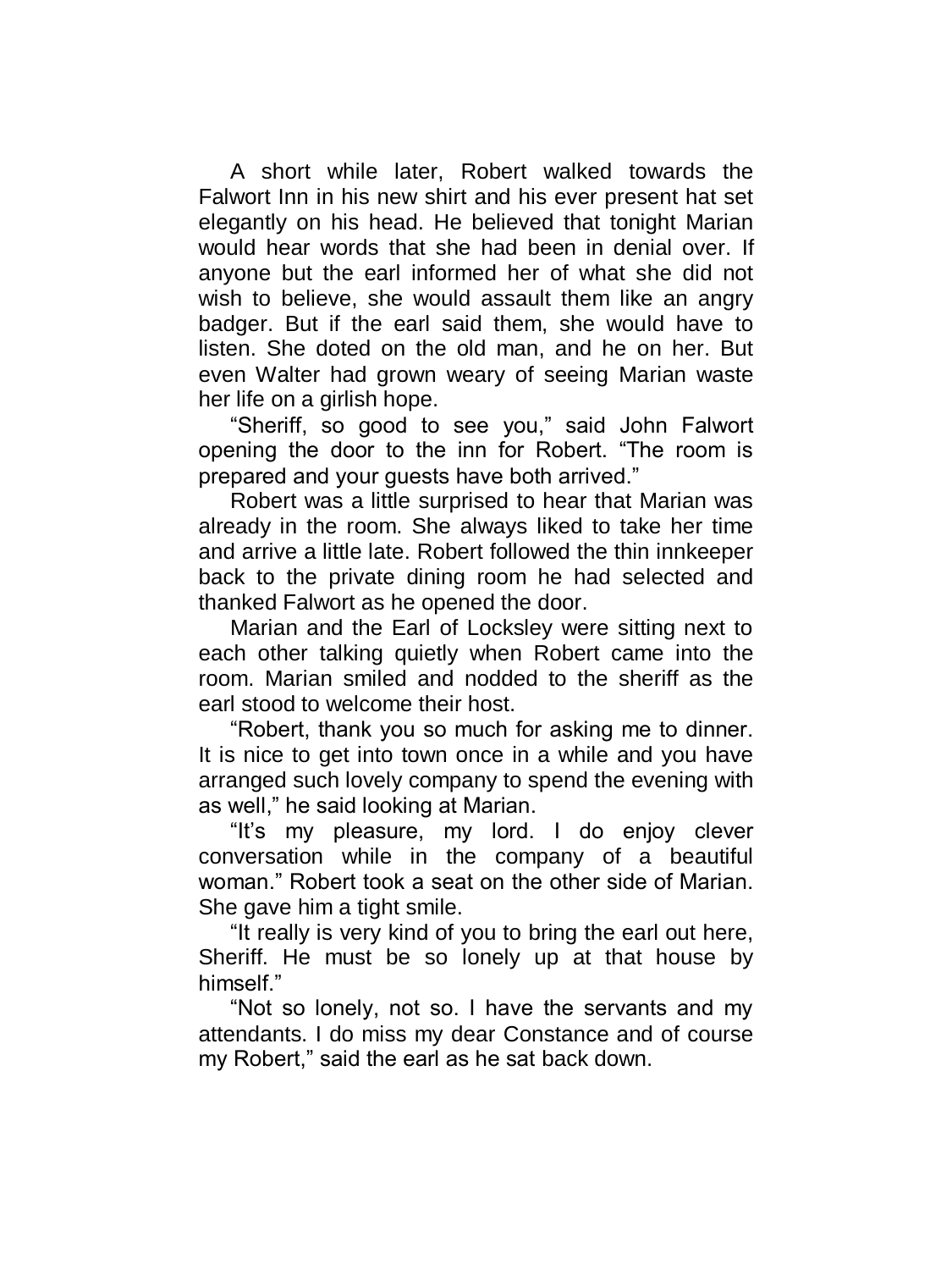A short while later, Robert walked towards the Falwort Inn in his new shirt and his ever present hat set elegantly on his head. He believed that tonight Marian would hear words that she had been in denial over. If anyone but the earl informed her of what she did not wish to believe, she would assault them like an angry badger. But if the earl said them, she would have to listen. She doted on the old man, and he on her. But even Walter had grown weary of seeing Marian waste her life on a girlish hope.

"Sheriff, so good to see you," said John Falwort opening the door to the inn for Robert. "The room is prepared and your guests have both arrived."

Robert was a little surprised to hear that Marian was already in the room. She always liked to take her time and arrive a little late. Robert followed the thin innkeeper back to the private dining room he had selected and thanked Falwort as he opened the door.

Marian and the Earl of Locksley were sitting next to each other talking quietly when Robert came into the room. Marian smiled and nodded to the sheriff as the earl stood to welcome their host.

"Robert, thank you so much for asking me to dinner. It is nice to get into town once in a while and you have arranged such lovely company to spend the evening with as well," he said looking at Marian.

"It's my pleasure, my lord. I do enjoy clever conversation while in the company of a beautiful woman." Robert took a seat on the other side of Marian. She gave him a tight smile.

"It really is very kind of you to bring the earl out here, Sheriff. He must be so lonely up at that house by himself."

"Not so lonely, not so. I have the servants and my attendants. I do miss my dear Constance and of course my Robert," said the earl as he sat back down.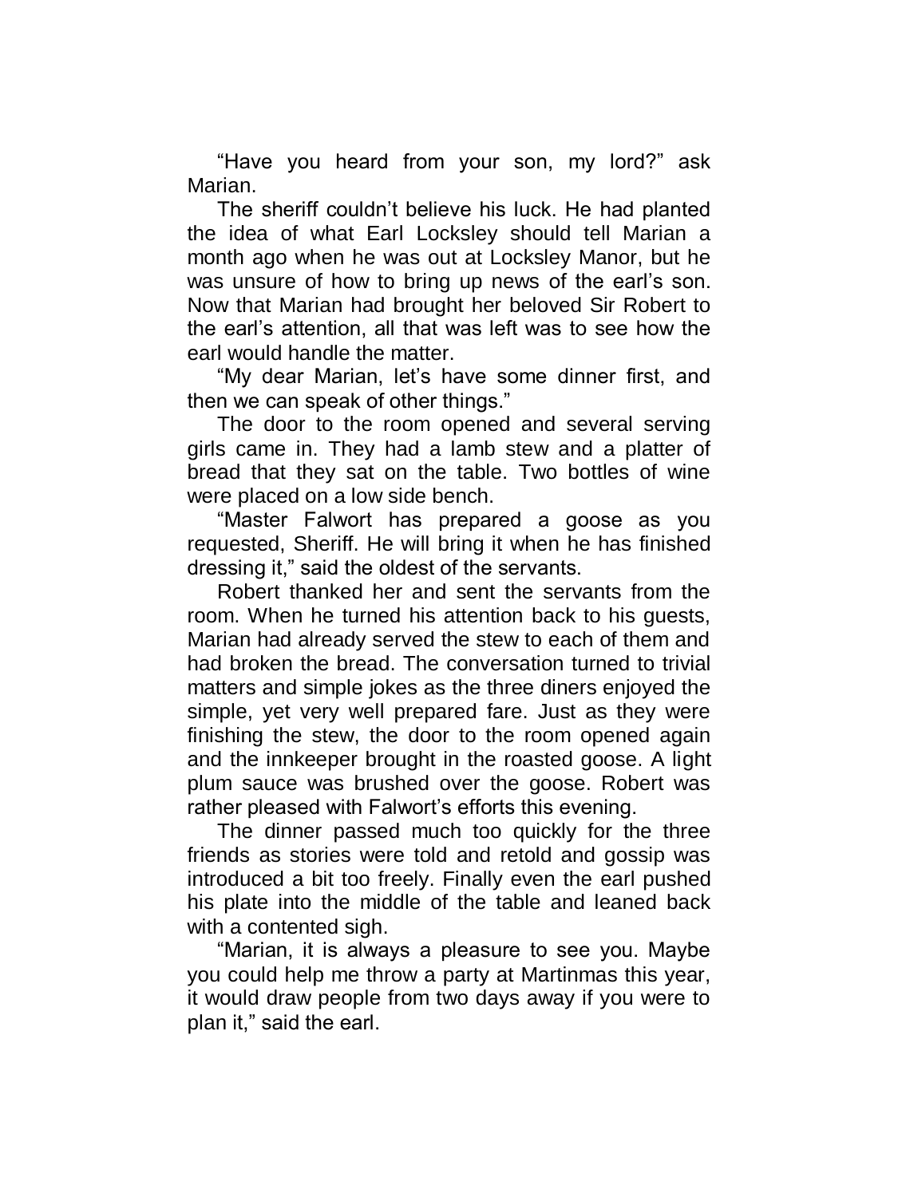“Have you heard from your son, my lord?” ask Marian.

The sheriff couldn’t believe his luck. He had planted the idea of what Earl Locksley should tell Marian a month ago when he was out at Locksley Manor, but he was unsure of how to bring up news of the earl’s son. Now that Marian had brought her beloved Sir Robert to the earl’s attention, all that was left was to see how the earl would handle the matter.

“My dear Marian, let’s have some dinner first, and then we can speak of other things.”

The door to the room opened and several serving girls came in. They had a lamb stew and a platter of bread that they sat on the table. Two bottles of wine were placed on a low side bench.

“Master Falwort has prepared a goose as you requested, Sheriff. He will bring it when he has finished dressing it,” said the oldest of the servants.

Robert thanked her and sent the servants from the room. When he turned his attention back to his guests, Marian had already served the stew to each of them and had broken the bread. The conversation turned to trivial matters and simple jokes as the three diners enjoyed the simple, yet very well prepared fare. Just as they were finishing the stew, the door to the room opened again and the innkeeper brought in the roasted goose. A light plum sauce was brushed over the goose. Robert was rather pleased with Falwort’s efforts this evening.

The dinner passed much too quickly for the three friends as stories were told and retold and gossip was introduced a bit too freely. Finally even the earl pushed his plate into the middle of the table and leaned back with a contented sigh.

“Marian, it is always a pleasure to see you. Maybe you could help me throw a party at Martinmas this year, it would draw people from two days away if you were to plan it,” said the earl.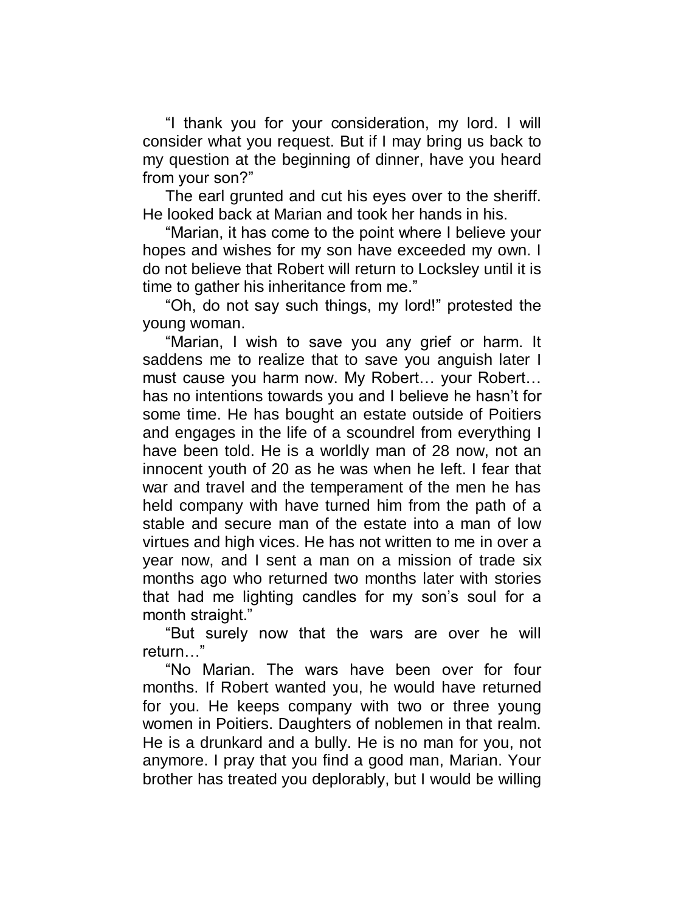"I thank you for your consideration, my lord. I will consider what you request. But if I may bring us back to my question at the beginning of dinner, have you heard from your son?"

The earl grunted and cut his eyes over to the sheriff. He looked back at Marian and took her hands in his.

"Marian, it has come to the point where I believe your hopes and wishes for my son have exceeded my own. I do not believe that Robert will return to Locksley until it is time to gather his inheritance from me."

"Oh, do not say such things, my lord!" protested the young woman.

"Marian, I wish to save you any grief or harm. It saddens me to realize that to save you anguish later I must cause you harm now. My Robert… your Robert… has no intentions towards you and I believe he hasn't for some time. He has bought an estate outside of Poitiers and engages in the life of a scoundrel from everything I have been told. He is a worldly man of 28 now, not an innocent youth of 20 as he was when he left. I fear that war and travel and the temperament of the men he has held company with have turned him from the path of a stable and secure man of the estate into a man of low virtues and high vices. He has not written to me in over a year now, and I sent a man on a mission of trade six months ago who returned two months later with stories that had me lighting candles for my son's soul for a month straight."

"But surely now that the wars are over he will return…"

"No Marian. The wars have been over for four months. If Robert wanted you, he would have returned for you. He keeps company with two or three young women in Poitiers. Daughters of noblemen in that realm. He is a drunkard and a bully. He is no man for you, not anymore. I pray that you find a good man, Marian. Your brother has treated you deplorably, but I would be willing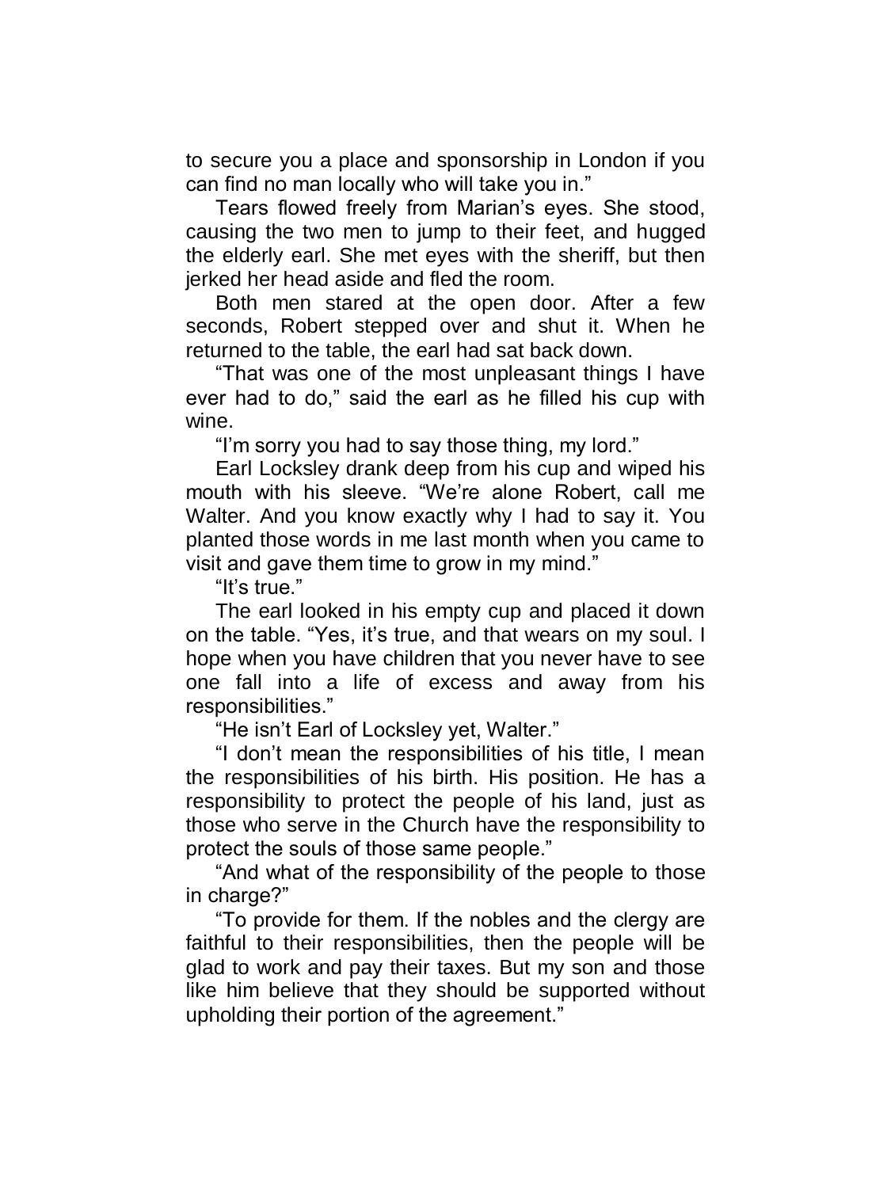to secure you a place and sponsorship in London if you can find no man locally who will take you in."

Tears flowed freely from Marian's eyes. She stood, causing the two men to jump to their feet, and hugged the elderly earl. She met eyes with the sheriff, but then jerked her head aside and fled the room.

Both men stared at the open door. After a few seconds, Robert stepped over and shut it. When he returned to the table, the earl had sat back down.

"That was one of the most unpleasant things I have ever had to do," said the earl as he filled his cup with wine.

"I'm sorry you had to say those thing, my lord."

Earl Locksley drank deep from his cup and wiped his mouth with his sleeve. "We're alone Robert, call me Walter. And you know exactly why I had to say it. You planted those words in me last month when you came to visit and gave them time to grow in my mind."

"It's true."

The earl looked in his empty cup and placed it down on the table. "Yes, it's true, and that wears on my soul. I hope when you have children that you never have to see one fall into a life of excess and away from his responsibilities."

"He isn't Earl of Locksley yet, Walter."

"I don't mean the responsibilities of his title, I mean the responsibilities of his birth. His position. He has a responsibility to protect the people of his land, just as those who serve in the Church have the responsibility to protect the souls of those same people."

"And what of the responsibility of the people to those in charge?"

"To provide for them. If the nobles and the clergy are faithful to their responsibilities, then the people will be glad to work and pay their taxes. But my son and those like him believe that they should be supported without upholding their portion of the agreement."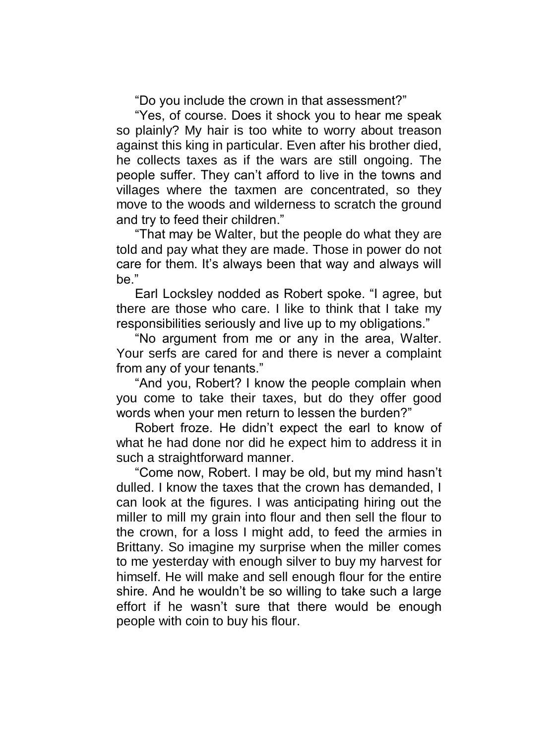"Do you include the crown in that assessment?"

"Yes, of course. Does it shock you to hear me speak so plainly? My hair is too white to worry about treason against this king in particular. Even after his brother died, he collects taxes as if the wars are still ongoing. The people suffer. They can't afford to live in the towns and villages where the taxmen are concentrated, so they move to the woods and wilderness to scratch the ground and try to feed their children."

"That may be Walter, but the people do what they are told and pay what they are made. Those in power do not care for them. It's always been that way and always will be."

Earl Locksley nodded as Robert spoke. "I agree, but there are those who care. I like to think that I take my responsibilities seriously and live up to my obligations."

"No argument from me or any in the area, Walter. Your serfs are cared for and there is never a complaint from any of your tenants."

"And you, Robert? I know the people complain when you come to take their taxes, but do they offer good words when your men return to lessen the burden?"

Robert froze. He didn't expect the earl to know of what he had done nor did he expect him to address it in such a straightforward manner.

"Come now, Robert. I may be old, but my mind hasn't dulled. I know the taxes that the crown has demanded, I can look at the figures. I was anticipating hiring out the miller to mill my grain into flour and then sell the flour to the crown, for a loss I might add, to feed the armies in Brittany. So imagine my surprise when the miller comes to me yesterday with enough silver to buy my harvest for himself. He will make and sell enough flour for the entire shire. And he wouldn't be so willing to take such a large effort if he wasn't sure that there would be enough people with coin to buy his flour.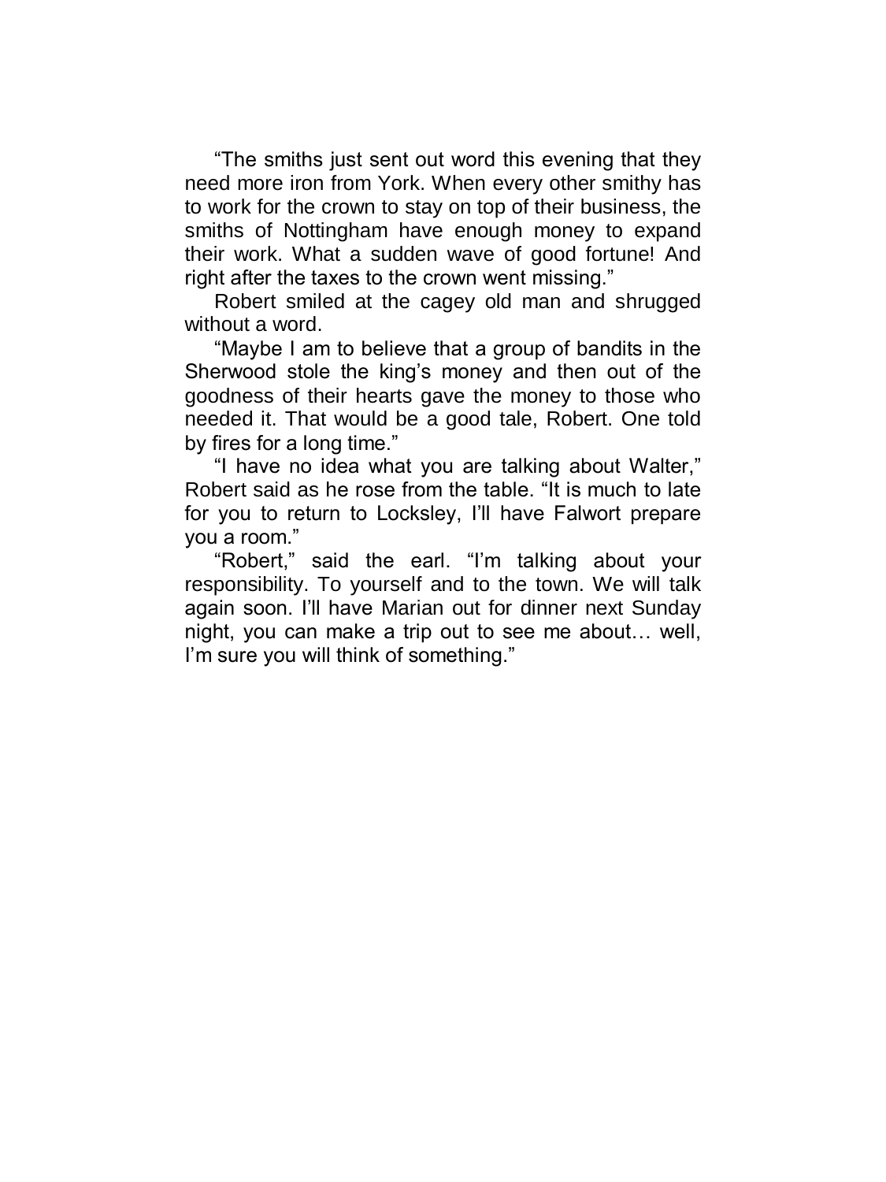"The smiths just sent out word this evening that they need more iron from York. When every other smithy has to work for the crown to stay on top of their business, the smiths of Nottingham have enough money to expand their work. What a sudden wave of good fortune! And right after the taxes to the crown went missing."

Robert smiled at the cagey old man and shrugged without a word.

"Maybe I am to believe that a group of bandits in the Sherwood stole the king's money and then out of the goodness of their hearts gave the money to those who needed it. That would be a good tale, Robert. One told by fires for a long time."

"I have no idea what you are talking about Walter," Robert said as he rose from the table. "It is much to late for you to return to Locksley, I'll have Falwort prepare you a room."

"Robert," said the earl. "I'm talking about your responsibility. To yourself and to the town. We will talk again soon. I'll have Marian out for dinner next Sunday night, you can make a trip out to see me about… well, I'm sure you will think of something."